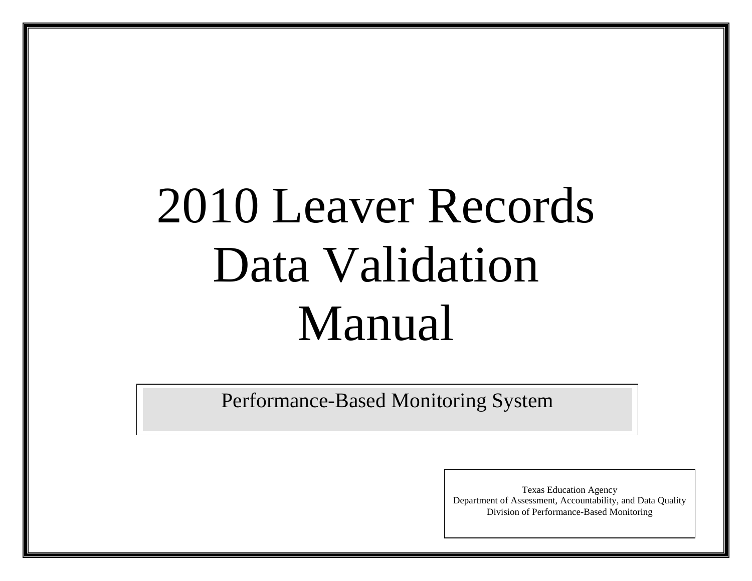# 2010 Leaver Records Data Validation Manual

Performance-Based Monitoring System

Texas Education Agency
Department of Assessment, Accountability, and Data Quality
Division of Performance-Based Monitoring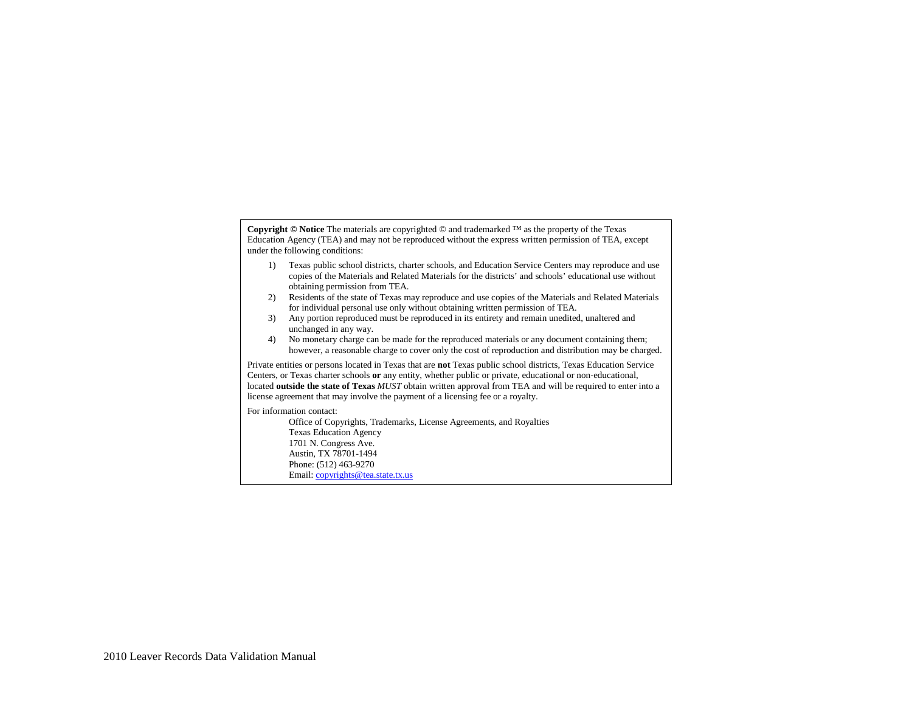**Copyright © Notice** The materials are copyrighted © and trademarked ™ as the property of the Texas Education Agency (TEA) and may not be reproduced without the express written permission of TEA, except under the following conditions:

1) Texas public school districts, charter schools, and Education Service Centers may reproduce and use copies of the Materials and Related Materials for the districts' and schools' educational use without obtaining permission from TEA.
2) Residents of the state of Texas may reproduce and use copies of the Materials and Related Materials for individual personal use only without obtaining written permission of TEA.
3) Any portion reproduced must be reproduced in its entirety and remain unedited, unaltered and unchanged in any way.
4) No monetary charge can be made for the reproduced materials or any document containing them; however, a reasonable charge to cover only the cost of reproduction and distribution may be charged.

Private entities or persons located in Texas that are **not** Texas public school districts, Texas Education Service Centers, or Texas charter schools **or** any entity, whether public or private, educational or non-educational, located **outside the state of Texas** *MUST* obtain written approval from TEA and will be required to enter into a license agreement that may involve the payment of a licensing fee or a royalty.

For information contact:

Office of Copyrights, Trademarks, License Agreements, and Royalties
Texas Education Agency
1701 N. Congress Ave.
Austin, TX 78701-1494
Phone: (512) 463-9270
Email: copyrights@tea.state.tx.us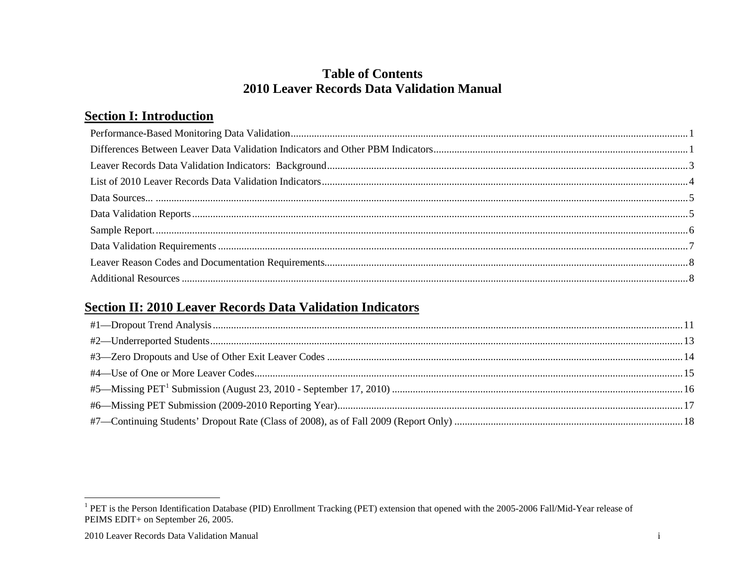# Table of Contents
# 2010 Leaver Records Data Validation Manual

## Section I: Introduction

Performance-Based Monitoring Data Validation....................1
Differences Between Leaver Data Validation Indicators and Other PBM Indicators....................1
Leaver Records Data Validation Indicators: Background....................3
List of 2010 Leaver Records Data Validation Indicators....................4
Data Sources.......................5
Data Validation Reports....................5
Sample Report....................6
Data Validation Requirements....................7
Leaver Reason Codes and Documentation Requirements....................8
Additional Resources....................8

## Section II: 2010 Leaver Records Data Validation Indicators

#1—Dropout Trend Analysis....................11
#2—Underreported Students....................13
#3—Zero Dropouts and Use of Other Exit Leaver Codes....................14
#4—Use of One or More Leaver Codes....................15
#5—Missing PET[1] Submission (August 23, 2010 - September 17, 2010)....................16
#6—Missing PET Submission (2009-2010 Reporting Year)....................17
#7—Continuing Students' Dropout Rate (Class of 2008), as of Fall 2009 (Report Only)....................18

---

[1] PET is the Person Identification Database (PID) Enrollment Tracking (PET) extension that opened with the 2005-2006 Fall/Mid-Year release of PEIMS EDIT+ on September 26, 2005.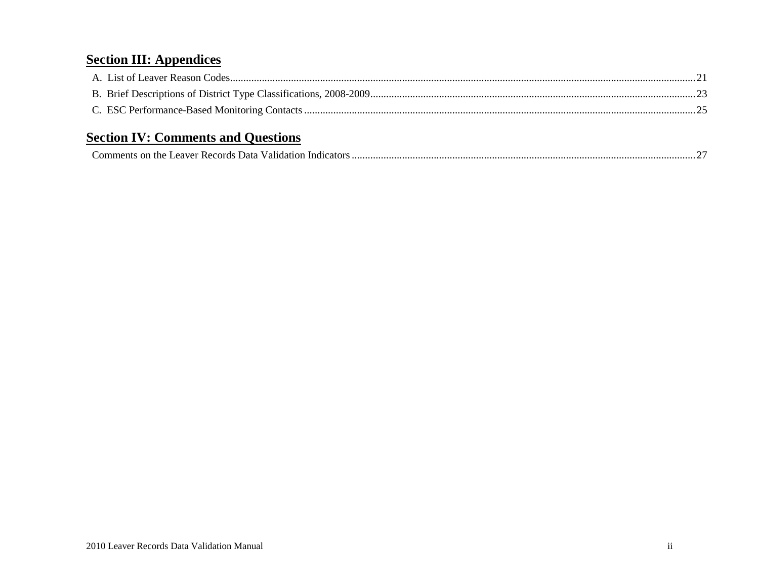## Section III: Appendices

A. List of Leaver Reason Codes....................................................................................................21

B. Brief Descriptions of District Type Classifications, 2008-2009...............................................23

C. ESC Performance-Based Monitoring Contacts .........................................................................25

## Section IV: Comments and Questions

Comments on the Leaver Records Data Validation Indicators .......................................................27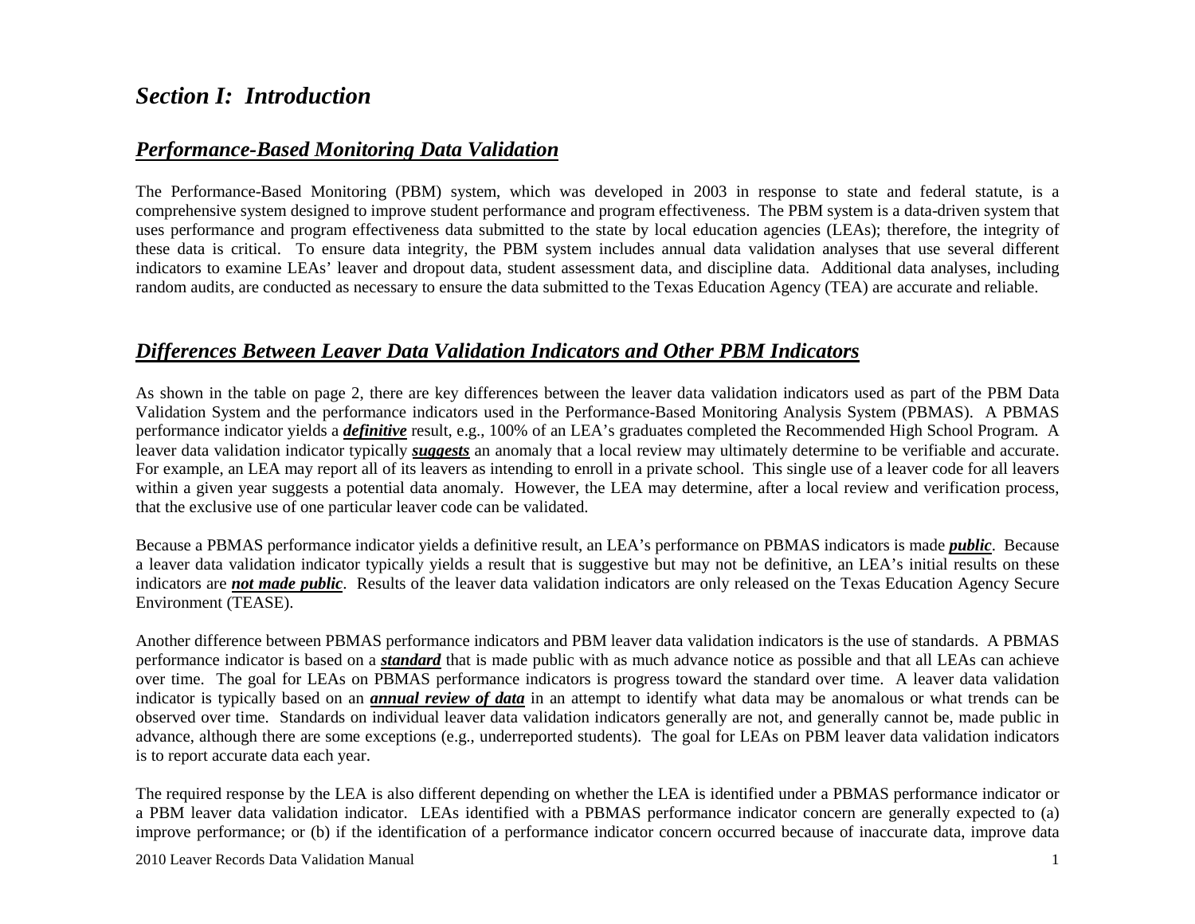# *Section I: Introduction*

## ***Performance-Based Monitoring Data Validation***

The Performance-Based Monitoring (PBM) system, which was developed in 2003 in response to state and federal statute, is a comprehensive system designed to improve student performance and program effectiveness. The PBM system is a data-driven system that uses performance and program effectiveness data submitted to the state by local education agencies (LEAs); therefore, the integrity of these data is critical. To ensure data integrity, the PBM system includes annual data validation analyses that use several different indicators to examine LEAs' leaver and dropout data, student assessment data, and discipline data. Additional data analyses, including random audits, are conducted as necessary to ensure the data submitted to the Texas Education Agency (TEA) are accurate and reliable.

## ***Differences Between Leaver Data Validation Indicators and Other PBM Indicators***

As shown in the table on page 2, there are key differences between the leaver data validation indicators used as part of the PBM Data Validation System and the performance indicators used in the Performance-Based Monitoring Analysis System (PBMAS). A PBMAS performance indicator yields a ***definitive*** result, e.g., 100% of an LEA's graduates completed the Recommended High School Program. A leaver data validation indicator typically ***suggests*** an anomaly that a local review may ultimately determine to be verifiable and accurate. For example, an LEA may report all of its leavers as intending to enroll in a private school. This single use of a leaver code for all leavers within a given year suggests a potential data anomaly. However, the LEA may determine, after a local review and verification process, that the exclusive use of one particular leaver code can be validated.

Because a PBMAS performance indicator yields a definitive result, an LEA's performance on PBMAS indicators is made ***public***. Because a leaver data validation indicator typically yields a result that is suggestive but may not be definitive, an LEA's initial results on these indicators are ***not made public***. Results of the leaver data validation indicators are only released on the Texas Education Agency Secure Environment (TEASE).

Another difference between PBMAS performance indicators and PBM leaver data validation indicators is the use of standards. A PBMAS performance indicator is based on a ***standard*** that is made public with as much advance notice as possible and that all LEAs can achieve over time. The goal for LEAs on PBMAS performance indicators is progress toward the standard over time. A leaver data validation indicator is typically based on an ***annual review of data*** in an attempt to identify what data may be anomalous or what trends can be observed over time. Standards on individual leaver data validation indicators generally are not, and generally cannot be, made public in advance, although there are some exceptions (e.g., underreported students). The goal for LEAs on PBM leaver data validation indicators is to report accurate data each year.

The required response by the LEA is also different depending on whether the LEA is identified under a PBMAS performance indicator or a PBM leaver data validation indicator. LEAs identified with a PBMAS performance indicator concern are generally expected to (a) improve performance; or (b) if the identification of a performance indicator concern occurred because of inaccurate data, improve data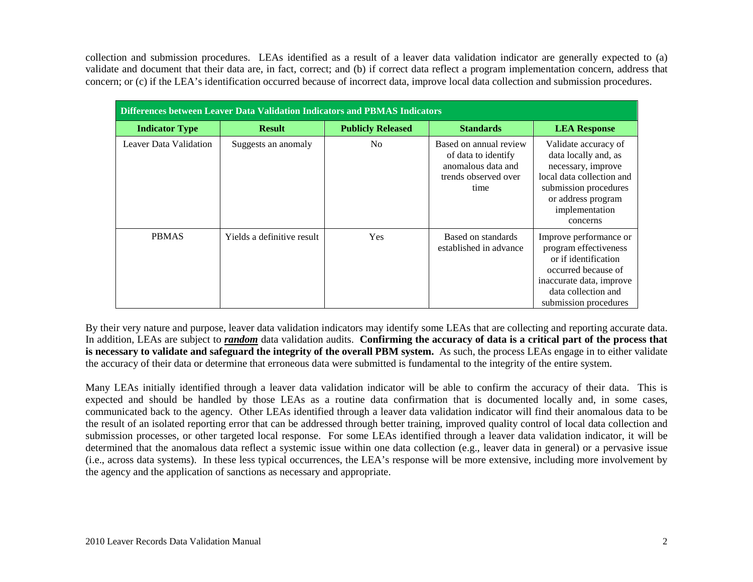collection and submission procedures. LEAs identified as a result of a leaver data validation indicator are generally expected to (a) validate and document that their data are, in fact, correct; and (b) if correct data reflect a program implementation concern, address that concern; or (c) if the LEA's identification occurred because of incorrect data, improve local data collection and submission procedures.

| **Differences between Leaver Data Validation Indicators and PBMAS Indicators** | | | | |
|---|---|---|---|---|
| **Indicator Type** | **Result** | **Publicly Released** | **Standards** | **LEA Response** |
| Leaver Data Validation | Suggests an anomaly | No | Based on annual review of data to identify anomalous data and trends observed over time | Validate accuracy of data locally and, as necessary, improve local data collection and submission procedures or address program implementation concerns |
| PBMAS | Yields a definitive result | Yes | Based on standards established in advance | Improve performance or program effectiveness or if identification occurred because of inaccurate data, improve data collection and submission procedures |

By their very nature and purpose, leaver data validation indicators may identify some LEAs that are collecting and reporting accurate data. In addition, LEAs are subject to ***random*** data validation audits. **Confirming the accuracy of data is a critical part of the process that is necessary to validate and safeguard the integrity of the overall PBM system.** As such, the process LEAs engage in to either validate the accuracy of their data or determine that erroneous data were submitted is fundamental to the integrity of the entire system.

Many LEAs initially identified through a leaver data validation indicator will be able to confirm the accuracy of their data. This is expected and should be handled by those LEAs as a routine data confirmation that is documented locally and, in some cases, communicated back to the agency. Other LEAs identified through a leaver data validation indicator will find their anomalous data to be the result of an isolated reporting error that can be addressed through better training, improved quality control of local data collection and submission processes, or other targeted local response. For some LEAs identified through a leaver data validation indicator, it will be determined that the anomalous data reflect a systemic issue within one data collection (e.g., leaver data in general) or a pervasive issue (i.e., across data systems). In these less typical occurrences, the LEA's response will be more extensive, including more involvement by the agency and the application of sanctions as necessary and appropriate.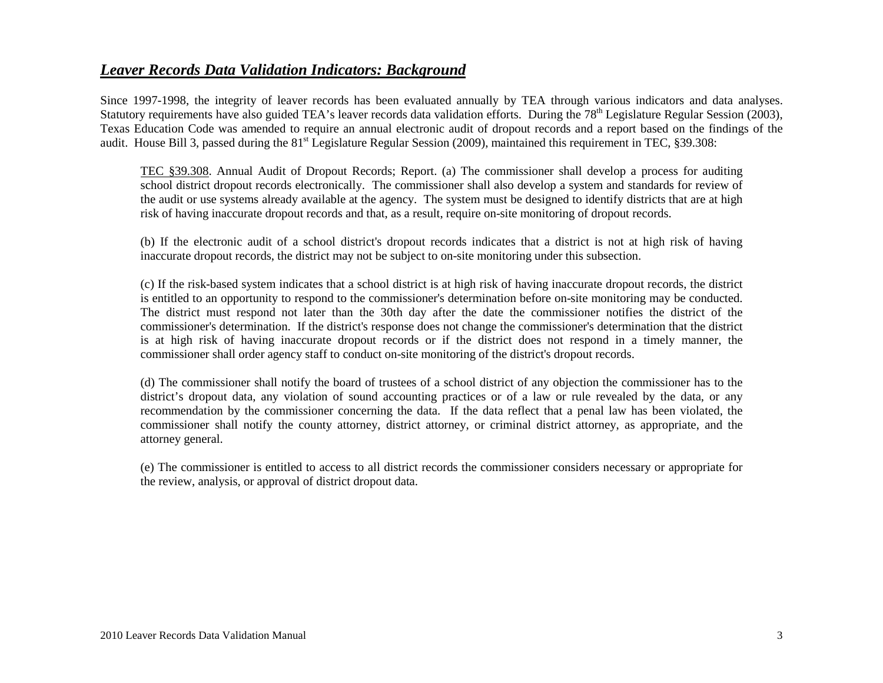## ***Leaver Records Data Validation Indicators: Background***

Since 1997-1998, the integrity of leaver records has been evaluated annually by TEA through various indicators and data analyses. Statutory requirements have also guided TEA's leaver records data validation efforts. During the 78[th] Legislature Regular Session (2003), Texas Education Code was amended to require an annual electronic audit of dropout records and a report based on the findings of the audit. House Bill 3, passed during the 81[st] Legislature Regular Session (2009), maintained this requirement in TEC, §39.308:

> TEC §39.308. Annual Audit of Dropout Records; Report. (a) The commissioner shall develop a process for auditing school district dropout records electronically. The commissioner shall also develop a system and standards for review of the audit or use systems already available at the agency. The system must be designed to identify districts that are at high risk of having inaccurate dropout records and that, as a result, require on-site monitoring of dropout records.
>
> (b) If the electronic audit of a school district's dropout records indicates that a district is not at high risk of having inaccurate dropout records, the district may not be subject to on-site monitoring under this subsection.
>
> (c) If the risk-based system indicates that a school district is at high risk of having inaccurate dropout records, the district is entitled to an opportunity to respond to the commissioner's determination before on-site monitoring may be conducted. The district must respond not later than the 30th day after the date the commissioner notifies the district of the commissioner's determination. If the district's response does not change the commissioner's determination that the district is at high risk of having inaccurate dropout records or if the district does not respond in a timely manner, the commissioner shall order agency staff to conduct on-site monitoring of the district's dropout records.
>
> (d) The commissioner shall notify the board of trustees of a school district of any objection the commissioner has to the district's dropout data, any violation of sound accounting practices or of a law or rule revealed by the data, or any recommendation by the commissioner concerning the data. If the data reflect that a penal law has been violated, the commissioner shall notify the county attorney, district attorney, or criminal district attorney, as appropriate, and the attorney general.
>
> (e) The commissioner is entitled to access to all district records the commissioner considers necessary or appropriate for the review, analysis, or approval of district dropout data.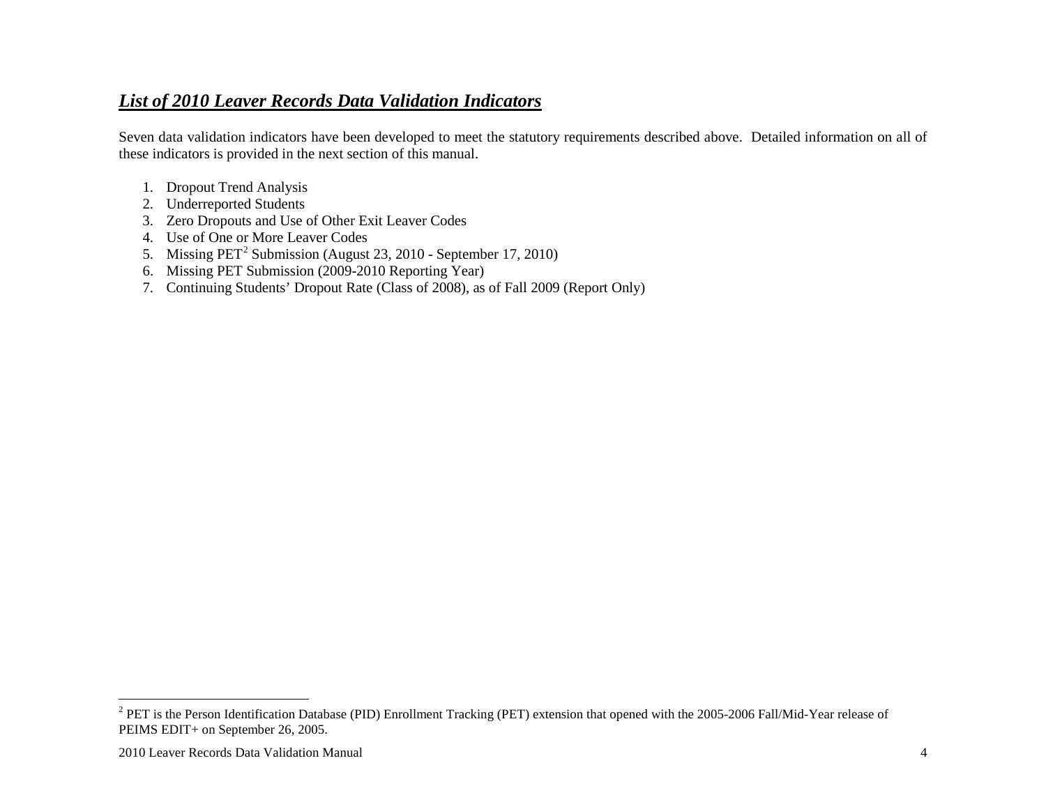## ***List of 2010 Leaver Records Data Validation Indicators***

Seven data validation indicators have been developed to meet the statutory requirements described above. Detailed information on all of these indicators is provided in the next section of this manual.

1. Dropout Trend Analysis
2. Underreported Students
3. Zero Dropouts and Use of Other Exit Leaver Codes
4. Use of One or More Leaver Codes
5. Missing PET[2] Submission (August 23, 2010 - September 17, 2010)
6. Missing PET Submission (2009-2010 Reporting Year)
7. Continuing Students' Dropout Rate (Class of 2008), as of Fall 2009 (Report Only)

[2] PET is the Person Identification Database (PID) Enrollment Tracking (PET) extension that opened with the 2005-2006 Fall/Mid-Year release of PEIMS EDIT+ on September 26, 2005.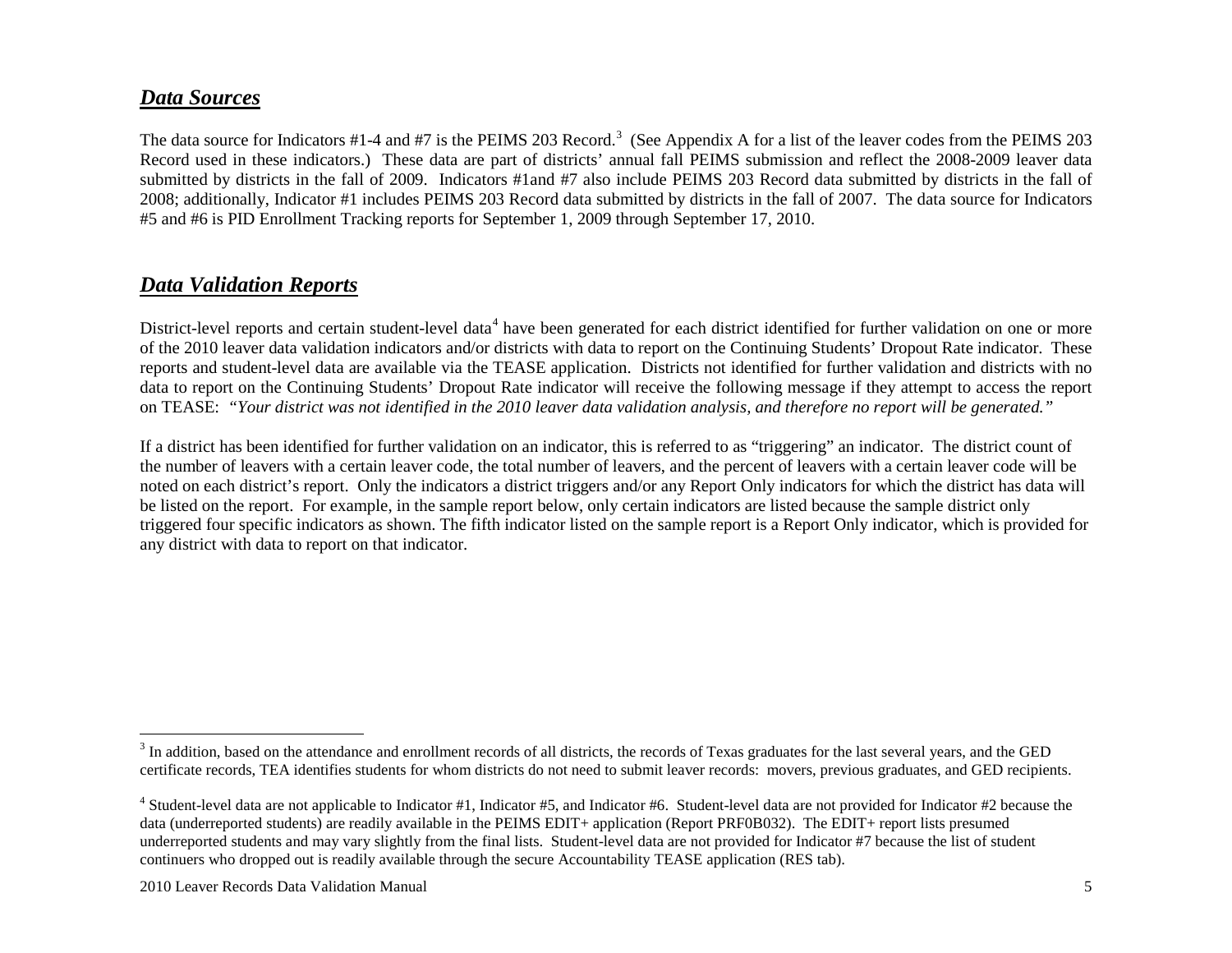## ***Data Sources***

The data source for Indicators #1-4 and #7 is the PEIMS 203 Record.[3] (See Appendix A for a list of the leaver codes from the PEIMS 203 Record used in these indicators.) These data are part of districts' annual fall PEIMS submission and reflect the 2008-2009 leaver data submitted by districts in the fall of 2009. Indicators #1and #7 also include PEIMS 203 Record data submitted by districts in the fall of 2008; additionally, Indicator #1 includes PEIMS 203 Record data submitted by districts in the fall of 2007. The data source for Indicators #5 and #6 is PID Enrollment Tracking reports for September 1, 2009 through September 17, 2010.

## ***Data Validation Reports***

District-level reports and certain student-level data[4] have been generated for each district identified for further validation on one or more of the 2010 leaver data validation indicators and/or districts with data to report on the Continuing Students' Dropout Rate indicator. These reports and student-level data are available via the TEASE application. Districts not identified for further validation and districts with no data to report on the Continuing Students' Dropout Rate indicator will receive the following message if they attempt to access the report on TEASE: *"Your district was not identified in the 2010 leaver data validation analysis, and therefore no report will be generated."*

If a district has been identified for further validation on an indicator, this is referred to as "triggering" an indicator. The district count of the number of leavers with a certain leaver code, the total number of leavers, and the percent of leavers with a certain leaver code will be noted on each district's report. Only the indicators a district triggers and/or any Report Only indicators for which the district has data will be listed on the report. For example, in the sample report below, only certain indicators are listed because the sample district only triggered four specific indicators as shown. The fifth indicator listed on the sample report is a Report Only indicator, which is provided for any district with data to report on that indicator.

---

[3] In addition, based on the attendance and enrollment records of all districts, the records of Texas graduates for the last several years, and the GED certificate records, TEA identifies students for whom districts do not need to submit leaver records: movers, previous graduates, and GED recipients.

[4] Student-level data are not applicable to Indicator #1, Indicator #5, and Indicator #6. Student-level data are not provided for Indicator #2 because the data (underreported students) are readily available in the PEIMS EDIT+ application (Report PRF0B032). The EDIT+ report lists presumed underreported students and may vary slightly from the final lists. Student-level data are not provided for Indicator #7 because the list of student continuers who dropped out is readily available through the secure Accountability TEASE application (RES tab).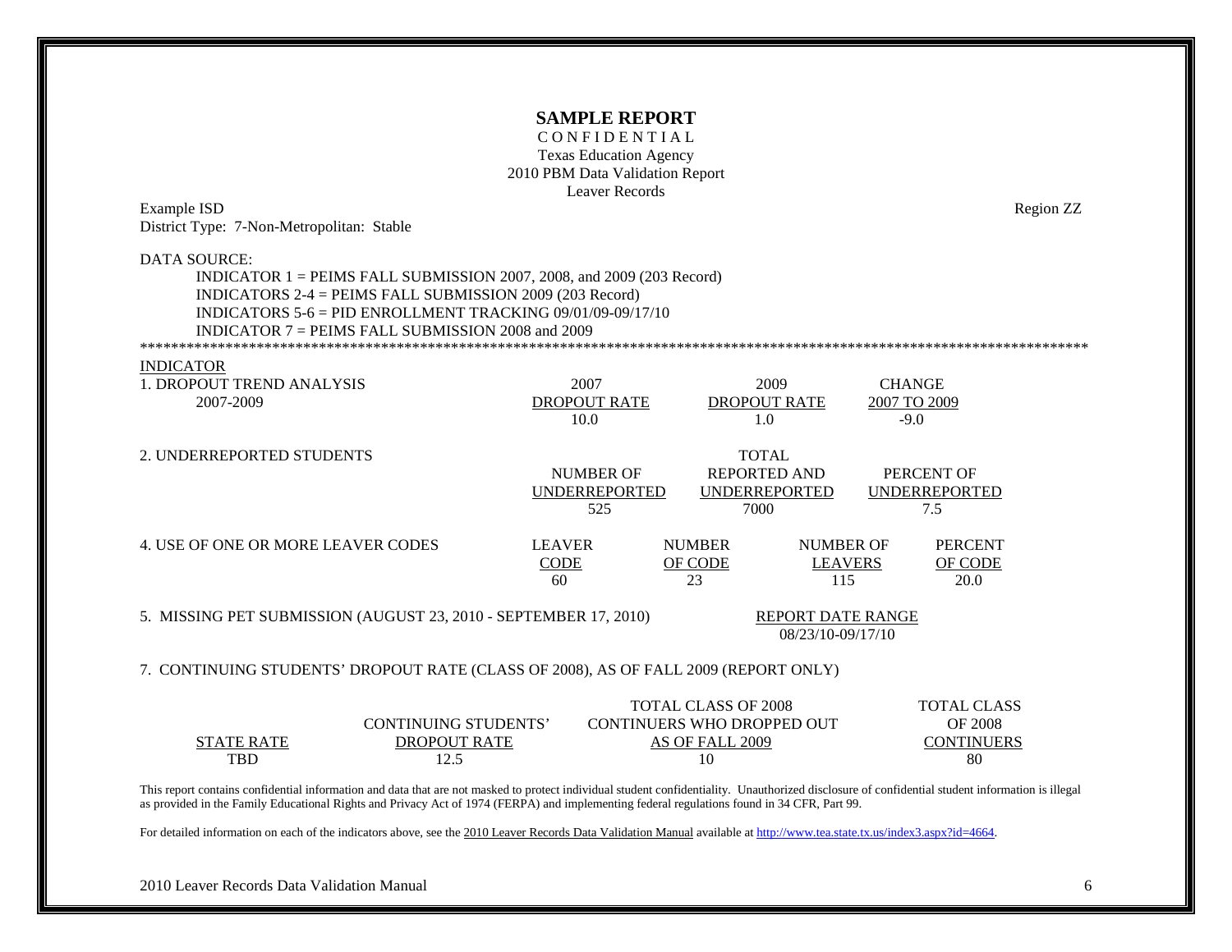**SAMPLE REPORT**

CONFIDENTIAL

Texas Education Agency

2010 PBM Data Validation Report

Leaver Records

Example ISD — Region ZZ

District Type: 7-Non-Metropolitan: Stable

DATA SOURCE:

INDICATOR 1 = PEIMS FALL SUBMISSION 2007, 2008, and 2009 (203 Record)
INDICATORS 2-4 = PEIMS FALL SUBMISSION 2009 (203 Record)
INDICATORS 5-6 = PID ENROLLMENT TRACKING 09/01/09-09/17/10
INDICATOR 7 = PEIMS FALL SUBMISSION 2008 and 2009

**************************************************************************************************************

INDICATOR

| 1. DROPOUT TREND ANALYSIS 2007-2009 | 2007 DROPOUT RATE | 2009 DROPOUT RATE | CHANGE 2007 TO 2009 |
|---|---|---|---|
| | 10.0 | 1.0 | -9.0 |

| 2. UNDERREPORTED STUDENTS | NUMBER OF UNDERREPORTED | TOTAL REPORTED AND UNDERREPORTED | PERCENT OF UNDERREPORTED |
|---|---|---|---|
| | 525 | 7000 | 7.5 |

| 4. USE OF ONE OR MORE LEAVER CODES | LEAVER CODE | NUMBER OF CODE | NUMBER OF LEAVERS | PERCENT OF CODE |
|---|---|---|---|---|
| | 60 | 23 | 115 | 20.0 |

| 5. MISSING PET SUBMISSION (AUGUST 23, 2010 - SEPTEMBER 17, 2010) | REPORT DATE RANGE |
|---|---|
| | 08/23/10-09/17/10 |

7. CONTINUING STUDENTS' DROPOUT RATE (CLASS OF 2008), AS OF FALL 2009 (REPORT ONLY)

| STATE RATE | CONTINUING STUDENTS' DROPOUT RATE | TOTAL CLASS OF 2008 CONTINUERS WHO DROPPED OUT AS OF FALL 2009 | TOTAL CLASS OF 2008 CONTINUERS |
|---|---|---|---|
| TBD | 12.5 | 10 | 80 |

This report contains confidential information and data that are not masked to protect individual student confidentiality. Unauthorized disclosure of confidential student information is illegal as provided in the Family Educational Rights and Privacy Act of 1974 (FERPA) and implementing federal regulations found in 34 CFR, Part 99.

For detailed information on each of the indicators above, see the 2010 Leaver Records Data Validation Manual available at http://www.tea.state.tx.us/index3.aspx?id=4664.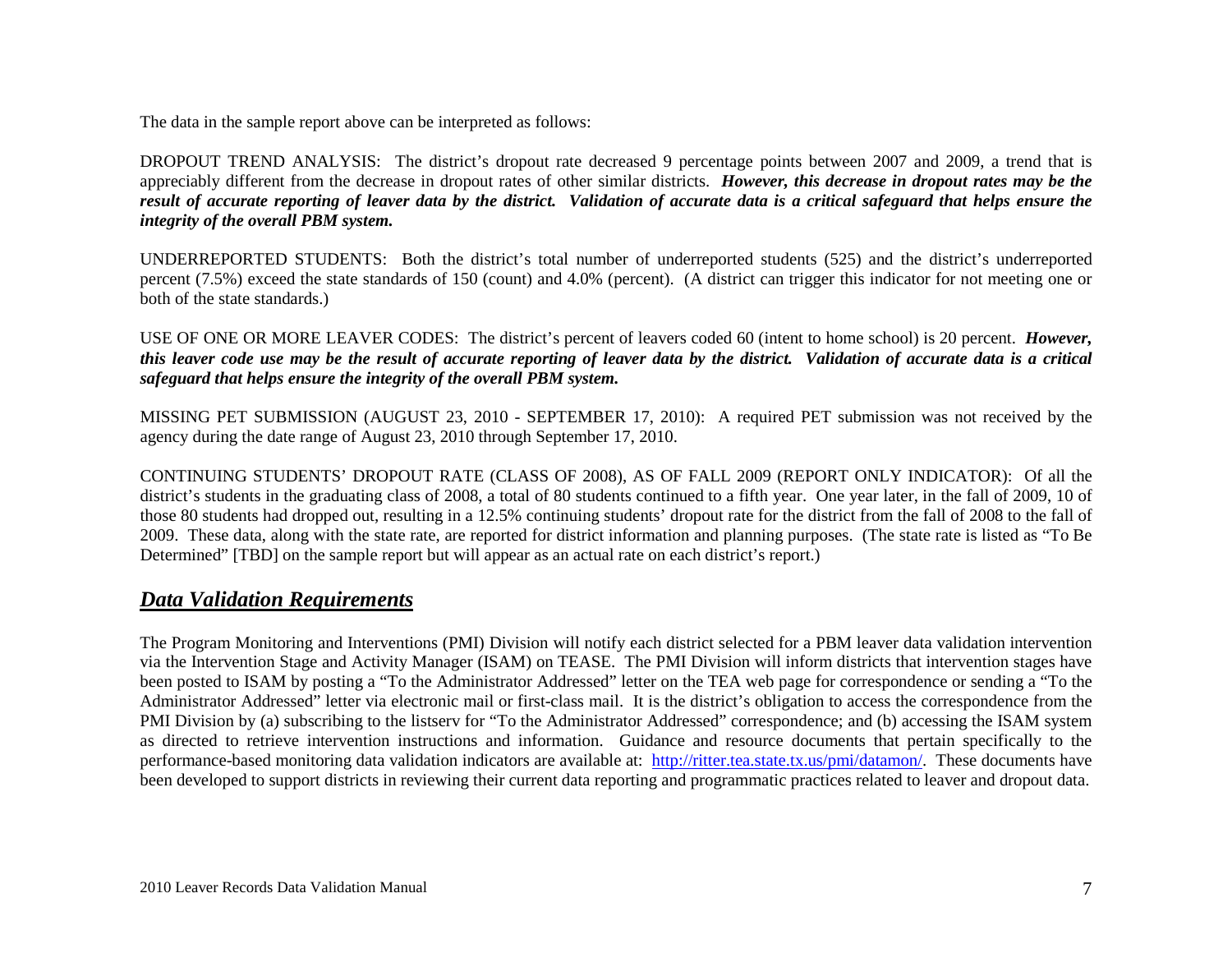The data in the sample report above can be interpreted as follows:

DROPOUT TREND ANALYSIS: The district's dropout rate decreased 9 percentage points between 2007 and 2009, a trend that is appreciably different from the decrease in dropout rates of other similar districts. ***However, this decrease in dropout rates may be the result of accurate reporting of leaver data by the district. Validation of accurate data is a critical safeguard that helps ensure the integrity of the overall PBM system.***

UNDERREPORTED STUDENTS: Both the district's total number of underreported students (525) and the district's underreported percent (7.5%) exceed the state standards of 150 (count) and 4.0% (percent). (A district can trigger this indicator for not meeting one or both of the state standards.)

USE OF ONE OR MORE LEAVER CODES: The district's percent of leavers coded 60 (intent to home school) is 20 percent. ***However, this leaver code use may be the result of accurate reporting of leaver data by the district. Validation of accurate data is a critical safeguard that helps ensure the integrity of the overall PBM system.***

MISSING PET SUBMISSION (AUGUST 23, 2010 - SEPTEMBER 17, 2010): A required PET submission was not received by the agency during the date range of August 23, 2010 through September 17, 2010.

CONTINUING STUDENTS' DROPOUT RATE (CLASS OF 2008), AS OF FALL 2009 (REPORT ONLY INDICATOR): Of all the district's students in the graduating class of 2008, a total of 80 students continued to a fifth year. One year later, in the fall of 2009, 10 of those 80 students had dropped out, resulting in a 12.5% continuing students' dropout rate for the district from the fall of 2008 to the fall of 2009. These data, along with the state rate, are reported for district information and planning purposes. (The state rate is listed as "To Be Determined" [TBD] on the sample report but will appear as an actual rate on each district's report.)

## ***Data Validation Requirements***

The Program Monitoring and Interventions (PMI) Division will notify each district selected for a PBM leaver data validation intervention via the Intervention Stage and Activity Manager (ISAM) on TEASE. The PMI Division will inform districts that intervention stages have been posted to ISAM by posting a "To the Administrator Addressed" letter on the TEA web page for correspondence or sending a "To the Administrator Addressed" letter via electronic mail or first-class mail. It is the district's obligation to access the correspondence from the PMI Division by (a) subscribing to the listserv for "To the Administrator Addressed" correspondence; and (b) accessing the ISAM system as directed to retrieve intervention instructions and information. Guidance and resource documents that pertain specifically to the performance-based monitoring data validation indicators are available at: http://ritter.tea.state.tx.us/pmi/datamon/. These documents have been developed to support districts in reviewing their current data reporting and programmatic practices related to leaver and dropout data.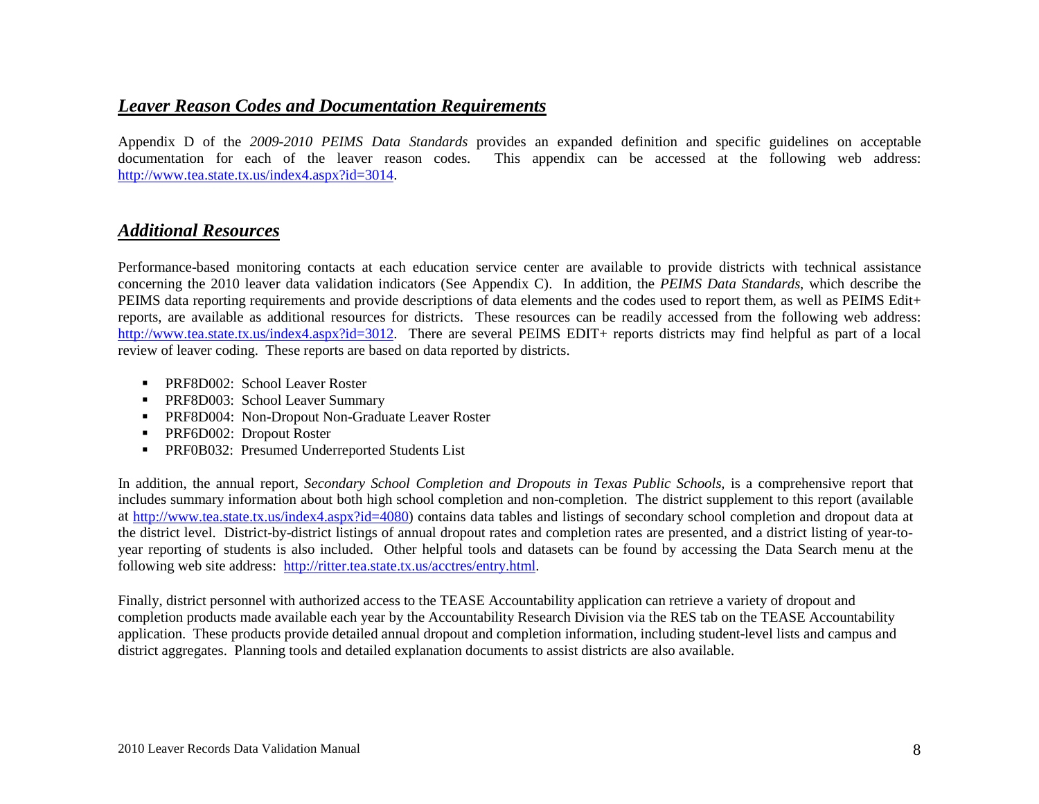## ***Leaver Reason Codes and Documentation Requirements***

Appendix D of the *2009-2010 PEIMS Data Standards* provides an expanded definition and specific guidelines on acceptable documentation for each of the leaver reason codes. This appendix can be accessed at the following web address: http://www.tea.state.tx.us/index4.aspx?id=3014.

## ***Additional Resources***

Performance-based monitoring contacts at each education service center are available to provide districts with technical assistance concerning the 2010 leaver data validation indicators (See Appendix C). In addition, the *PEIMS Data Standards*, which describe the PEIMS data reporting requirements and provide descriptions of data elements and the codes used to report them, as well as PEIMS Edit+ reports, are available as additional resources for districts. These resources can be readily accessed from the following web address: http://www.tea.state.tx.us/index4.aspx?id=3012. There are several PEIMS EDIT+ reports districts may find helpful as part of a local review of leaver coding. These reports are based on data reported by districts.

- PRF8D002: School Leaver Roster
- PRF8D003: School Leaver Summary
- PRF8D004: Non-Dropout Non-Graduate Leaver Roster
- PRF6D002: Dropout Roster
- PRF0B032: Presumed Underreported Students List

In addition, the annual report, *Secondary School Completion and Dropouts in Texas Public Schools,* is a comprehensive report that includes summary information about both high school completion and non-completion. The district supplement to this report (available at http://www.tea.state.tx.us/index4.aspx?id=4080) contains data tables and listings of secondary school completion and dropout data at the district level. District-by-district listings of annual dropout rates and completion rates are presented, and a district listing of year-to-year reporting of students is also included. Other helpful tools and datasets can be found by accessing the Data Search menu at the following web site address: http://ritter.tea.state.tx.us/acctres/entry.html.

Finally, district personnel with authorized access to the TEASE Accountability application can retrieve a variety of dropout and completion products made available each year by the Accountability Research Division via the RES tab on the TEASE Accountability application. These products provide detailed annual dropout and completion information, including student-level lists and campus and district aggregates. Planning tools and detailed explanation documents to assist districts are also available.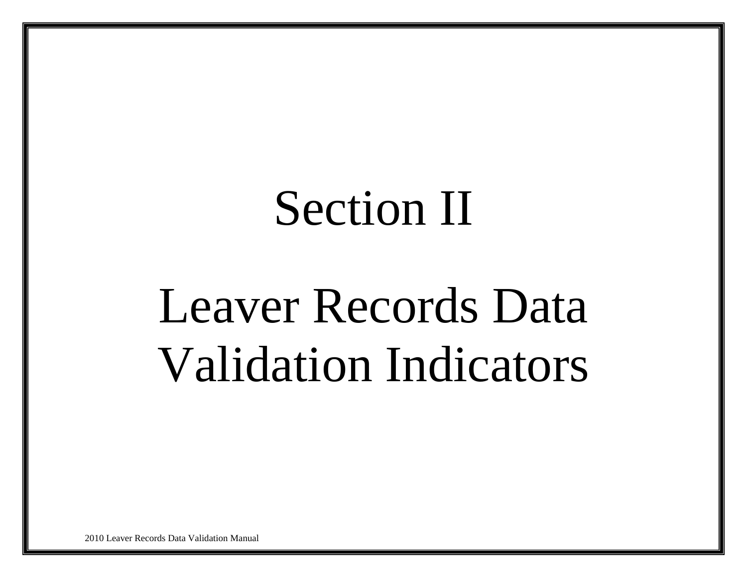# Section II

# Leaver Records Data Validation Indicators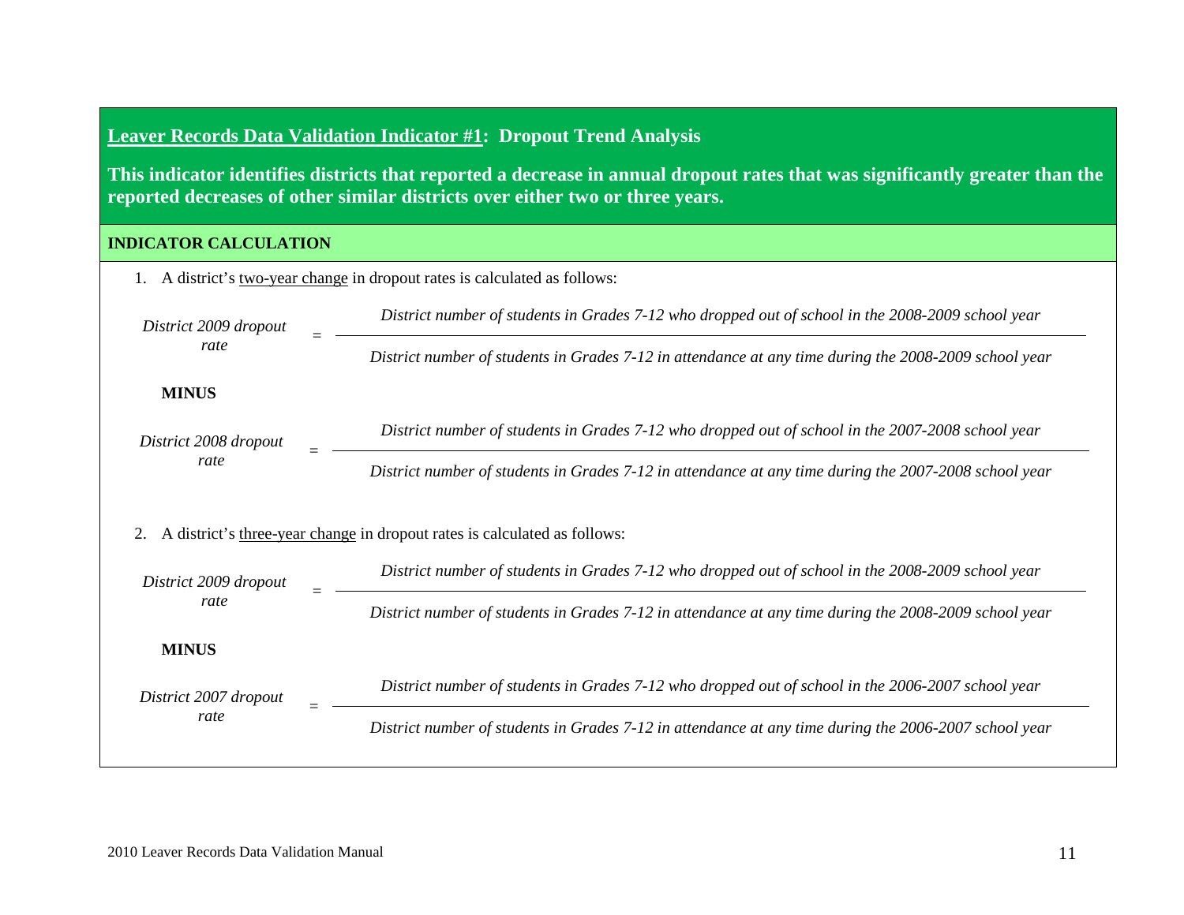## Leaver Records Data Validation Indicator #1: Dropout Trend Analysis

**This indicator identifies districts that reported a decrease in annual dropout rates that was significantly greater than the reported decreases of other similar districts over either two or three years.**

### INDICATOR CALCULATION

1. A district's two-year change in dropout rates is calculated as follows:

$$\textit{District 2009 dropout rate} = \frac{\textit{District number of students in Grades 7-12 who dropped out of school in the 2008-2009 school year}}{\textit{District number of students in Grades 7-12 in attendance at any time during the 2008-2009 school year}}$$

**MINUS**

$$\textit{District 2008 dropout rate} = \frac{\textit{District number of students in Grades 7-12 who dropped out of school in the 2007-2008 school year}}{\textit{District number of students in Grades 7-12 in attendance at any time during the 2007-2008 school year}}$$

2. A district's three-year change in dropout rates is calculated as follows:

$$\textit{District 2009 dropout rate} = \frac{\textit{District number of students in Grades 7-12 who dropped out of school in the 2008-2009 school year}}{\textit{District number of students in Grades 7-12 in attendance at any time during the 2008-2009 school year}}$$

**MINUS**

$$\textit{District 2007 dropout rate} = \frac{\textit{District number of students in Grades 7-12 who dropped out of school in the 2006-2007 school year}}{\textit{District number of students in Grades 7-12 in attendance at any time during the 2006-2007 school year}}$$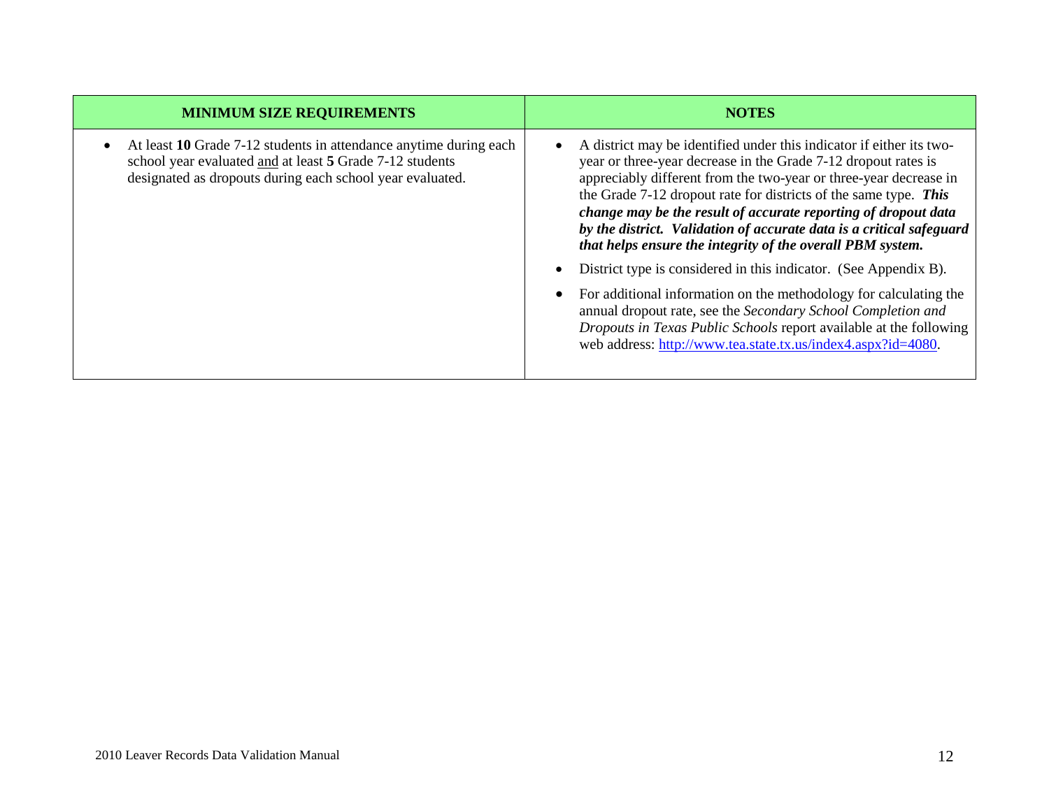| MINIMUM SIZE REQUIREMENTS | NOTES |
|---|---|
| • At least **10** Grade 7-12 students in attendance anytime during each school year evaluated and at least **5** Grade 7-12 students designated as dropouts during each school year evaluated. | • A district may be identified under this indicator if either its two-year or three-year decrease in the Grade 7-12 dropout rates is appreciably different from the two-year or three-year decrease in the Grade 7-12 dropout rate for districts of the same type. ***This change may be the result of accurate reporting of dropout data by the district. Validation of accurate data is a critical safeguard that helps ensure the integrity of the overall PBM system.*** <br> • District type is considered in this indicator. (See Appendix B). <br> • For additional information on the methodology for calculating the annual dropout rate, see the *Secondary School Completion and Dropouts in Texas Public Schools* report available at the following web address: http://www.tea.state.tx.us/index4.aspx?id=4080. |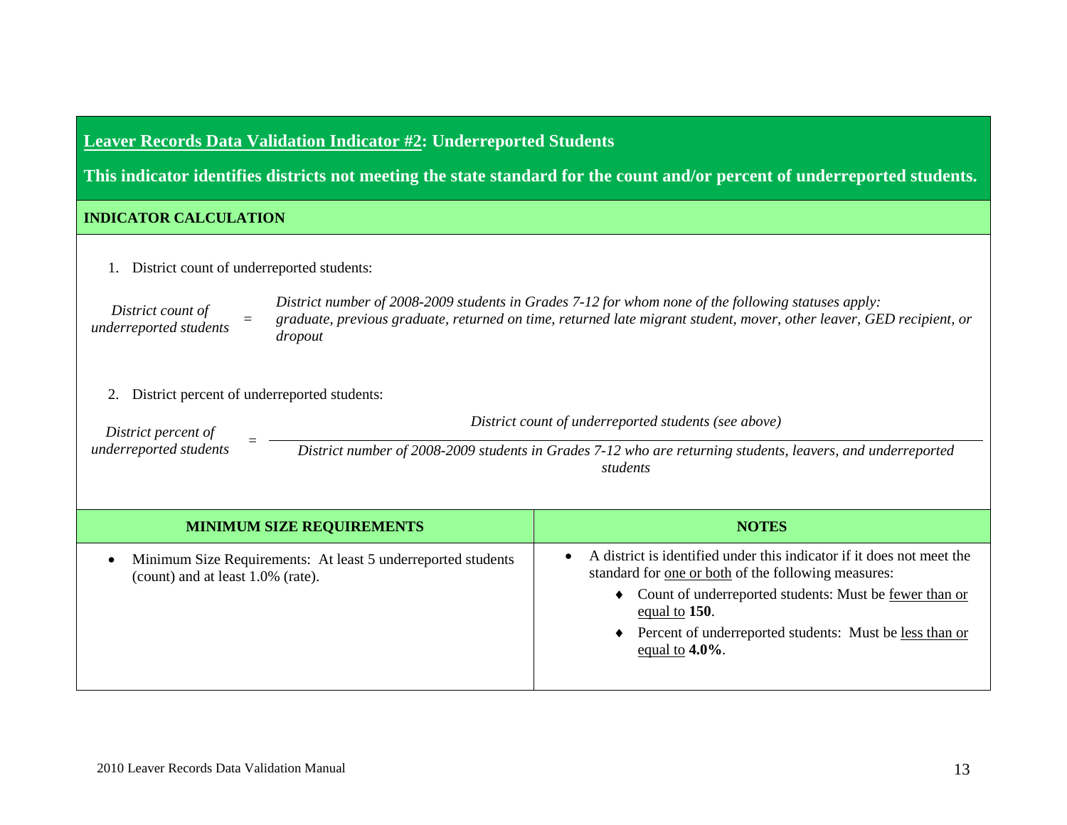## Leaver Records Data Validation Indicator #2: Underreported Students

**This indicator identifies districts not meeting the state standard for the count and/or percent of underreported students.**

### INDICATOR CALCULATION

1. District count of underreported students:

*District count of underreported students* = *District number of 2008-2009 students in Grades 7-12 for whom none of the following statuses apply: graduate, previous graduate, returned on time, returned late migrant student, mover, other leaver, GED recipient, or dropout*

2. District percent of underreported students:

$$\text{District percent of underreported students} = \frac{\text{District count of underreported students (see above)}}{\text{District number of 2008-2009 students in Grades 7-12 who are returning students, leavers, and underreported students}}$$

| MINIMUM SIZE REQUIREMENTS | NOTES |
|---|---|
| • Minimum Size Requirements: At least 5 underreported students (count) and at least 1.0% (rate). | • A district is identified under this indicator if it does not meet the standard for one or both of the following measures:<br>♦ Count of underreported students: Must be fewer than or equal to **150**.<br>♦ Percent of underreported students: Must be less than or equal to **4.0%**. |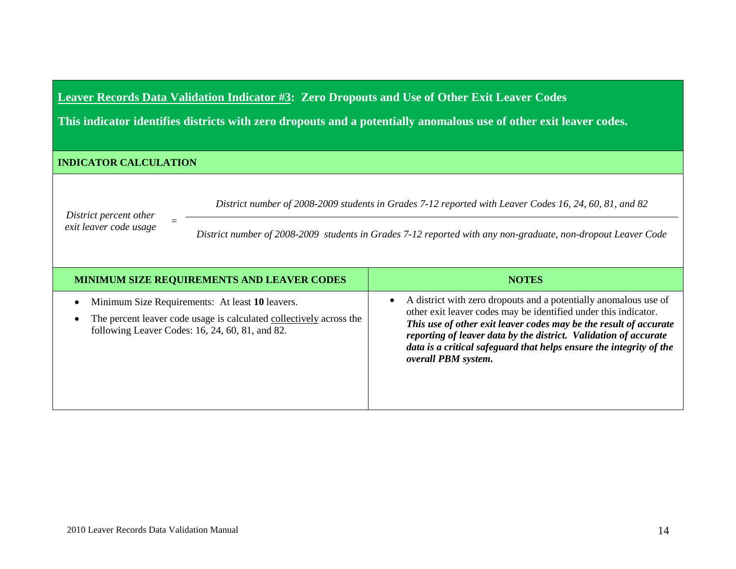## <u>Leaver Records Data Validation Indicator #3</u>: Zero Dropouts and Use of Other Exit Leaver Codes

**This indicator identifies districts with zero dropouts and a potentially anomalous use of other exit leaver codes.**

**INDICATOR CALCULATION**

$$\textit{District percent other exit leaver code usage} = \frac{\textit{District number of 2008-2009 students in Grades 7-12 reported with Leaver Codes 16, 24, 60, 81, and 82}}{\textit{District number of 2008-2009 students in Grades 7-12 reported with any non-graduate, non-dropout Leaver Code}}$$

| MINIMUM SIZE REQUIREMENTS AND LEAVER CODES | NOTES |
|---|---|
| • Minimum Size Requirements: At least **10** leavers.<br>• The percent leaver code usage is calculated <u>collectively</u> across the following Leaver Codes: 16, 24, 60, 81, and 82. | • A district with zero dropouts and a potentially anomalous use of other exit leaver codes may be identified under this indicator. ***This use of other exit leaver codes may be the result of accurate reporting of leaver data by the district. Validation of accurate data is a critical safeguard that helps ensure the integrity of the overall PBM system.*** |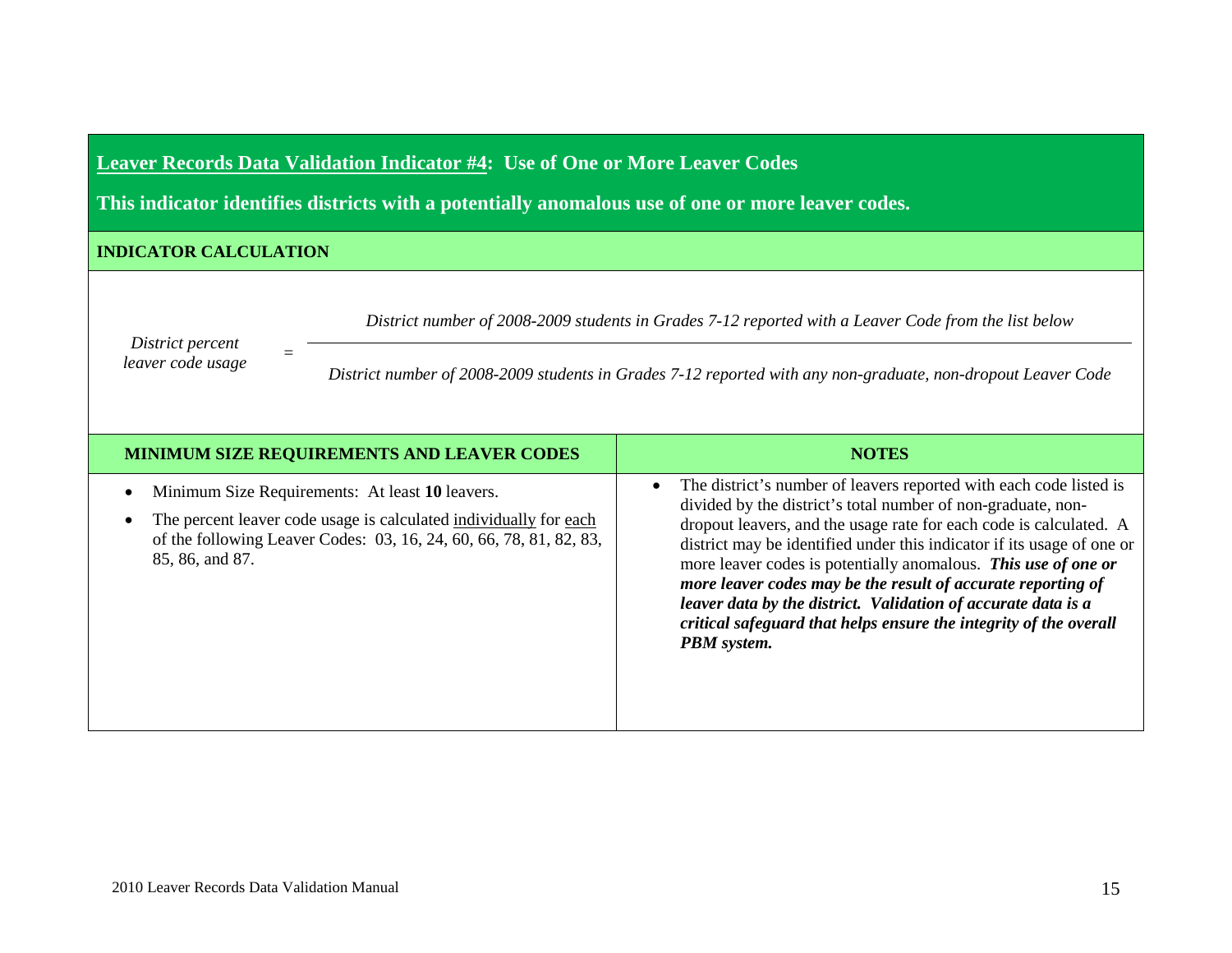## <u>Leaver Records Data Validation Indicator #4</u>: Use of One or More Leaver Codes

**This indicator identifies districts with a potentially anomalous use of one or more leaver codes.**

### INDICATOR CALCULATION

$$\textit{District percent leaver code usage} = \frac{\textit{District number of 2008-2009 students in Grades 7-12 reported with a Leaver Code from the list below}}{\textit{District number of 2008-2009 students in Grades 7-12 reported with any non-graduate, non-dropout Leaver Code}}$$

| MINIMUM SIZE REQUIREMENTS AND LEAVER CODES | NOTES |
|---|---|
| • Minimum Size Requirements: At least **10** leavers.<br>• The percent leaver code usage is calculated <u>individually</u> for <u>each</u> of the following Leaver Codes: 03, 16, 24, 60, 66, 78, 81, 82, 83, 85, 86, and 87. | • The district's number of leavers reported with each code listed is divided by the district's total number of non-graduate, non-dropout leavers, and the usage rate for each code is calculated. A district may be identified under this indicator if its usage of one or more leaver codes is potentially anomalous. ***This use of one or more leaver codes may be the result of accurate reporting of leaver data by the district. Validation of accurate data is a critical safeguard that helps ensure the integrity of the overall PBM system.*** |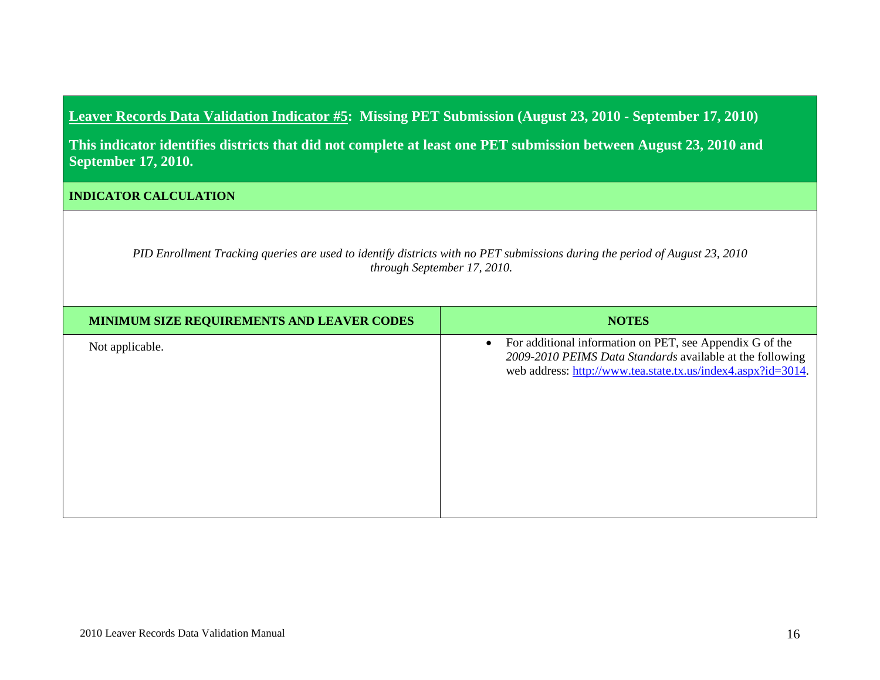## <u>Leaver Records Data Validation Indicator #5</u>: Missing PET Submission (August 23, 2010 - September 17, 2010)

**This indicator identifies districts that did not complete at least one PET submission between August 23, 2010 and September 17, 2010.**

### INDICATOR CALCULATION

*PID Enrollment Tracking queries are used to identify districts with no PET submissions during the period of August 23, 2010 through September 17, 2010.*

| MINIMUM SIZE REQUIREMENTS AND LEAVER CODES | NOTES |
|---|---|
| Not applicable. | • For additional information on PET, see Appendix G of the *2009-2010 PEIMS Data Standards* available at the following web address: http://www.tea.state.tx.us/index4.aspx?id=3014. |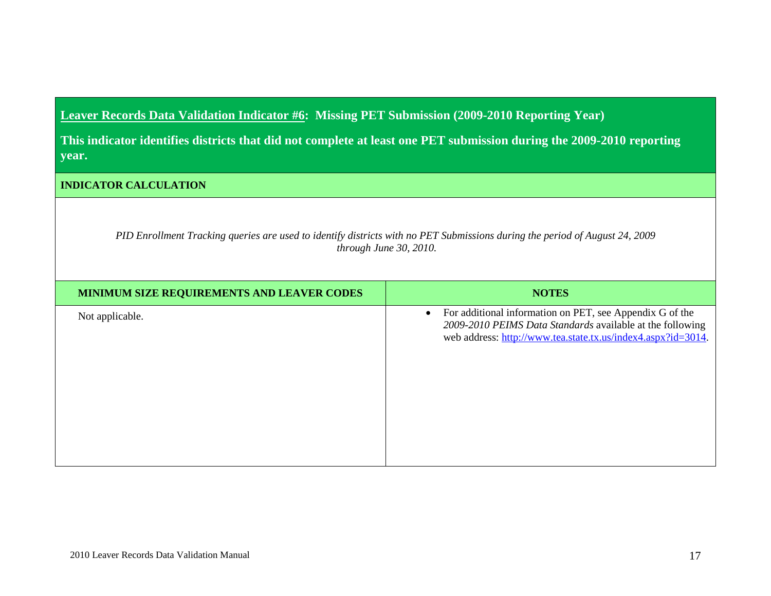## **<u>Leaver Records Data Validation Indicator #6</u>: Missing PET Submission (2009-2010 Reporting Year)**

**This indicator identifies districts that did not complete at least one PET submission during the 2009-2010 reporting year.**

**INDICATOR CALCULATION**

*PID Enrollment Tracking queries are used to identify districts with no PET Submissions during the period of August 24, 2009 through June 30, 2010.*

| MINIMUM SIZE REQUIREMENTS AND LEAVER CODES | NOTES |
|---|---|
| Not applicable. | • For additional information on PET, see Appendix G of the *2009-2010 PEIMS Data Standards* available at the following web address: http://www.tea.state.tx.us/index4.aspx?id=3014. |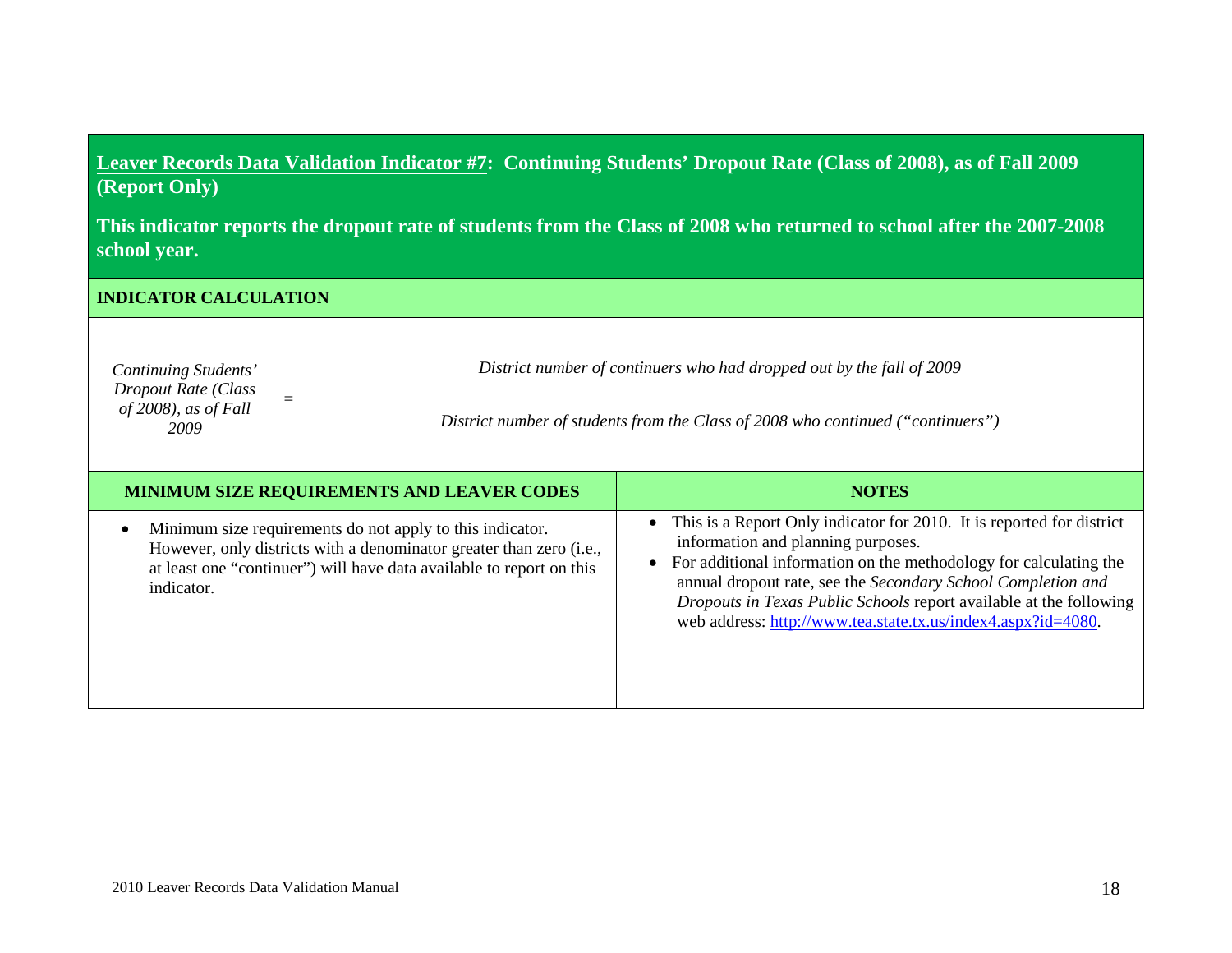**<u>Leaver Records Data Validation Indicator #7</u>: Continuing Students' Dropout Rate (Class of 2008), as of Fall 2009 (Report Only)**

**This indicator reports the dropout rate of students from the Class of 2008 who returned to school after the 2007-2008 school year.**

**INDICATOR CALCULATION**

$$\textit{Continuing Students' Dropout Rate (Class of 2008), as of Fall 2009} = \frac{\textit{District number of continuers who had dropped out by the fall of 2009}}{\textit{District number of students from the Class of 2008 who continued ("continuers")}}$$

| MINIMUM SIZE REQUIREMENTS AND LEAVER CODES | NOTES |
|---|---|
| • Minimum size requirements do not apply to this indicator. However, only districts with a denominator greater than zero (i.e., at least one "continuer") will have data available to report on this indicator. | • This is a Report Only indicator for 2010. It is reported for district information and planning purposes.<br>• For additional information on the methodology for calculating the annual dropout rate, see the *Secondary School Completion and Dropouts in Texas Public Schools* report available at the following web address: [http://www.tea.state.tx.us/index4.aspx?id=4080](http://www.tea.state.tx.us/index4.aspx?id=4080). |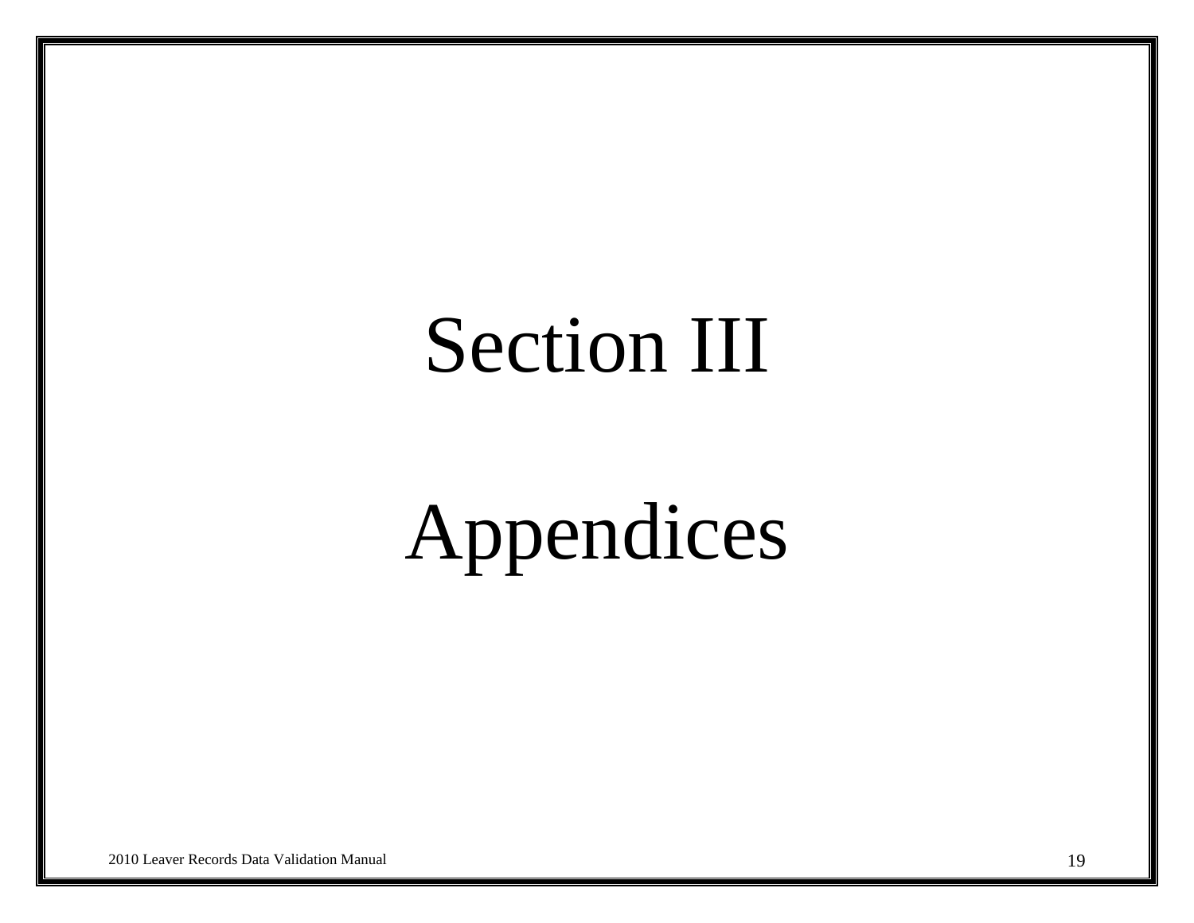# Section III

# Appendices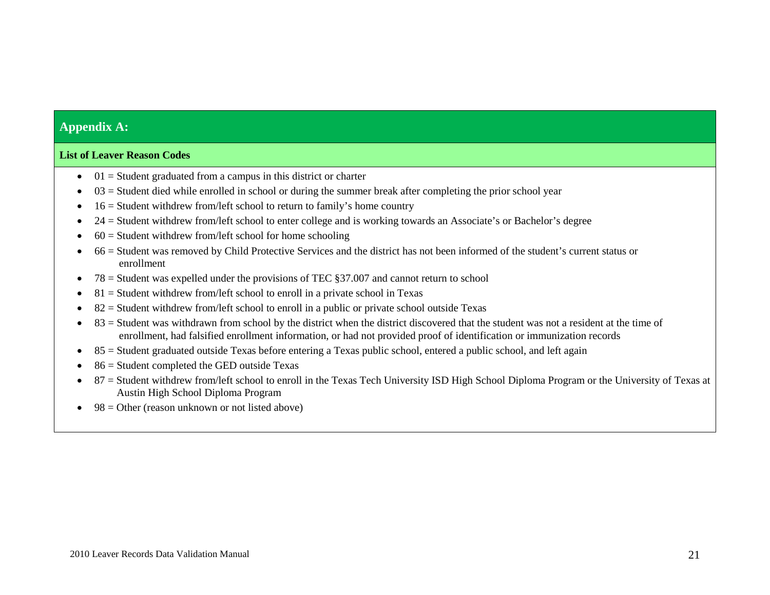## Appendix A:

### List of Leaver Reason Codes

- 01 = Student graduated from a campus in this district or charter
- 03 = Student died while enrolled in school or during the summer break after completing the prior school year
- 16 = Student withdrew from/left school to return to family's home country
- 24 = Student withdrew from/left school to enter college and is working towards an Associate's or Bachelor's degree
- 60 = Student withdrew from/left school for home schooling
- 66 = Student was removed by Child Protective Services and the district has not been informed of the student's current status or enrollment
- 78 = Student was expelled under the provisions of TEC §37.007 and cannot return to school
- 81 = Student withdrew from/left school to enroll in a private school in Texas
- 82 = Student withdrew from/left school to enroll in a public or private school outside Texas
- 83 = Student was withdrawn from school by the district when the district discovered that the student was not a resident at the time of enrollment, had falsified enrollment information, or had not provided proof of identification or immunization records
- 85 = Student graduated outside Texas before entering a Texas public school, entered a public school, and left again
- 86 = Student completed the GED outside Texas
- 87 = Student withdrew from/left school to enroll in the Texas Tech University ISD High School Diploma Program or the University of Texas at Austin High School Diploma Program
- 98 = Other (reason unknown or not listed above)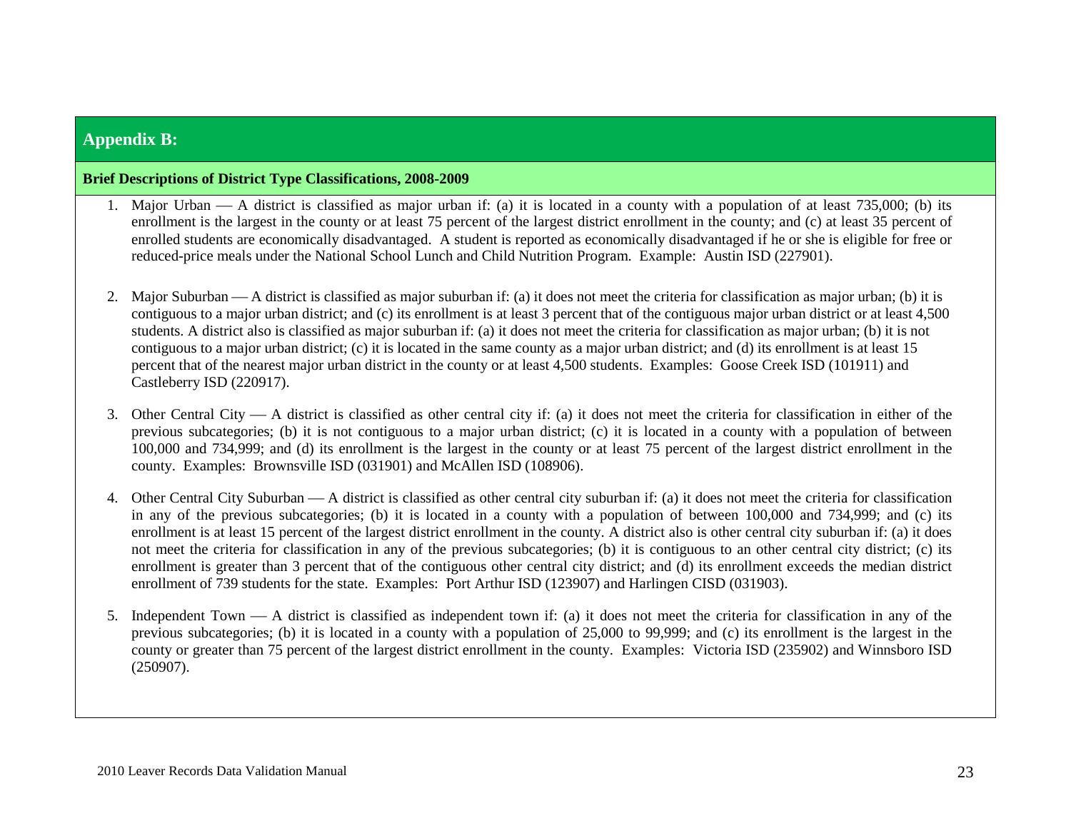## Appendix B:

### Brief Descriptions of District Type Classifications, 2008-2009

1. Major Urban — A district is classified as major urban if: (a) it is located in a county with a population of at least 735,000; (b) its enrollment is the largest in the county or at least 75 percent of the largest district enrollment in the county; and (c) at least 35 percent of enrolled students are economically disadvantaged. A student is reported as economically disadvantaged if he or she is eligible for free or reduced-price meals under the National School Lunch and Child Nutrition Program. Example: Austin ISD (227901).

2. Major Suburban — A district is classified as major suburban if: (a) it does not meet the criteria for classification as major urban; (b) it is contiguous to a major urban district; and (c) its enrollment is at least 3 percent that of the contiguous major urban district or at least 4,500 students. A district also is classified as major suburban if: (a) it does not meet the criteria for classification as major urban; (b) it is not contiguous to a major urban district; (c) it is located in the same county as a major urban district; and (d) its enrollment is at least 15 percent that of the nearest major urban district in the county or at least 4,500 students. Examples: Goose Creek ISD (101911) and Castleberry ISD (220917).

3. Other Central City — A district is classified as other central city if: (a) it does not meet the criteria for classification in either of the previous subcategories; (b) it is not contiguous to a major urban district; (c) it is located in a county with a population of between 100,000 and 734,999; and (d) its enrollment is the largest in the county or at least 75 percent of the largest district enrollment in the county. Examples: Brownsville ISD (031901) and McAllen ISD (108906).

4. Other Central City Suburban — A district is classified as other central city suburban if: (a) it does not meet the criteria for classification in any of the previous subcategories; (b) it is located in a county with a population of between 100,000 and 734,999; and (c) its enrollment is at least 15 percent of the largest district enrollment in the county. A district also is other central city suburban if: (a) it does not meet the criteria for classification in any of the previous subcategories; (b) it is contiguous to an other central city district; (c) its enrollment is greater than 3 percent that of the contiguous other central city district; and (d) its enrollment exceeds the median district enrollment of 739 students for the state. Examples: Port Arthur ISD (123907) and Harlingen CISD (031903).

5. Independent Town — A district is classified as independent town if: (a) it does not meet the criteria for classification in any of the previous subcategories; (b) it is located in a county with a population of 25,000 to 99,999; and (c) its enrollment is the largest in the county or greater than 75 percent of the largest district enrollment in the county. Examples: Victoria ISD (235902) and Winnsboro ISD (250907).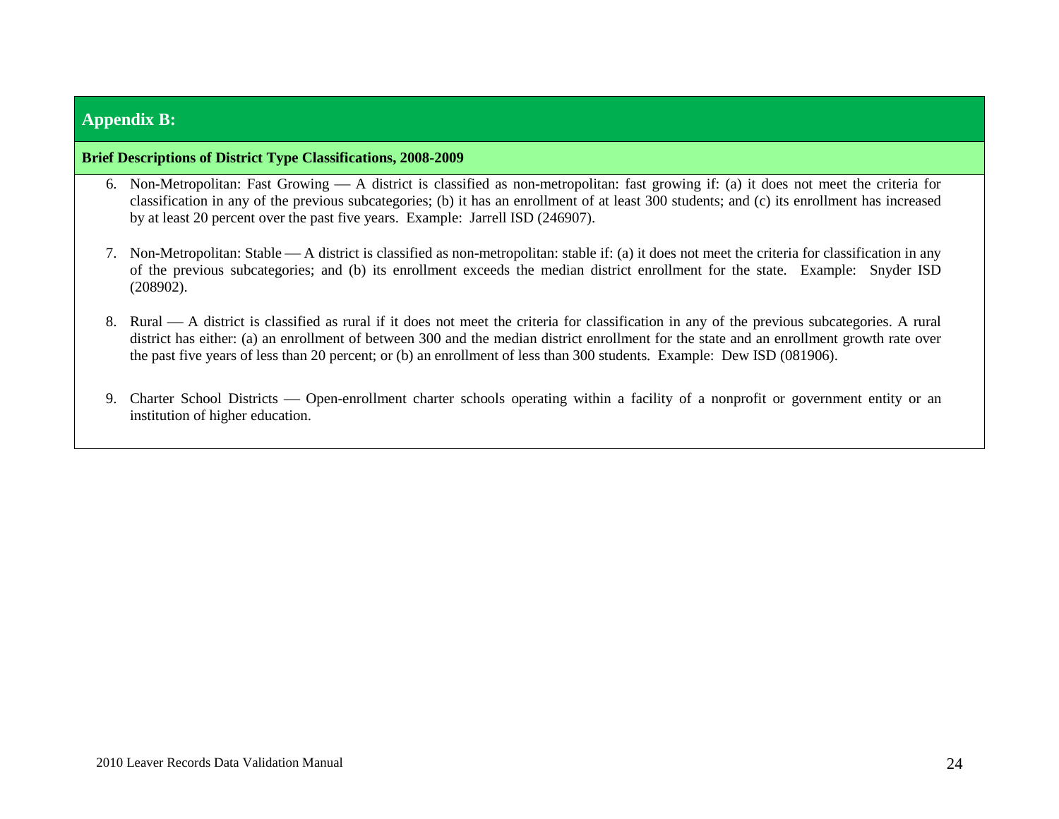## Appendix B:

**Brief Descriptions of District Type Classifications, 2008-2009**

6. Non-Metropolitan: Fast Growing — A district is classified as non-metropolitan: fast growing if: (a) it does not meet the criteria for classification in any of the previous subcategories; (b) it has an enrollment of at least 300 students; and (c) its enrollment has increased by at least 20 percent over the past five years. Example: Jarrell ISD (246907).

7. Non-Metropolitan: Stable — A district is classified as non-metropolitan: stable if: (a) it does not meet the criteria for classification in any of the previous subcategories; and (b) its enrollment exceeds the median district enrollment for the state. Example: Snyder ISD (208902).

8. Rural — A district is classified as rural if it does not meet the criteria for classification in any of the previous subcategories. A rural district has either: (a) an enrollment of between 300 and the median district enrollment for the state and an enrollment growth rate over the past five years of less than 20 percent; or (b) an enrollment of less than 300 students. Example: Dew ISD (081906).

9. Charter School Districts — Open-enrollment charter schools operating within a facility of a nonprofit or government entity or an institution of higher education.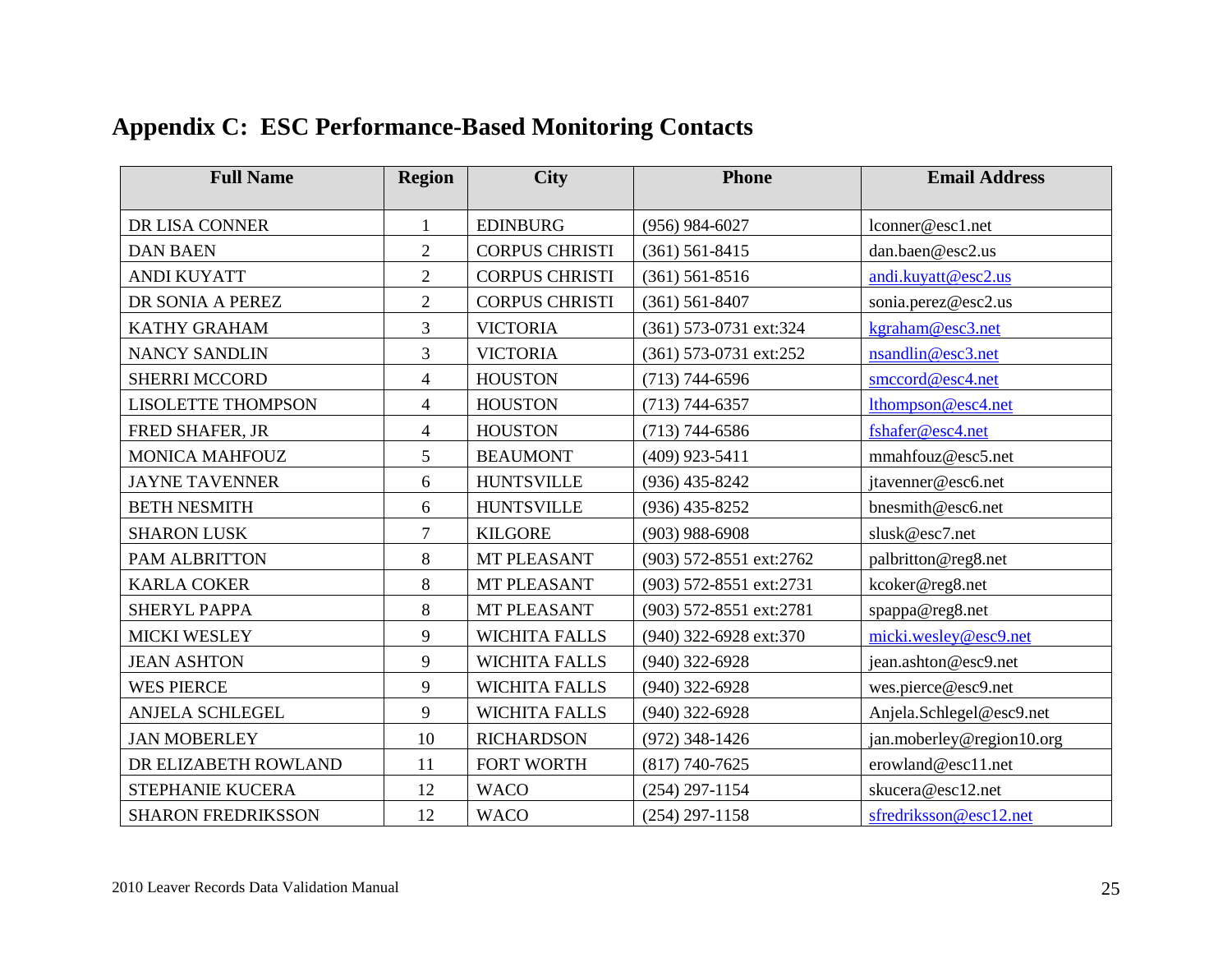## Appendix C: ESC Performance-Based Monitoring Contacts

| Full Name | Region | City | Phone | Email Address |
|---|---|---|---|---|
| DR LISA CONNER | 1 | EDINBURG | (956) 984-6027 | lconner@esc1.net |
| DAN BAEN | 2 | CORPUS CHRISTI | (361) 561-8415 | dan.baen@esc2.us |
| ANDI KUYATT | 2 | CORPUS CHRISTI | (361) 561-8516 | andi.kuyatt@esc2.us |
| DR SONIA A PEREZ | 2 | CORPUS CHRISTI | (361) 561-8407 | sonia.perez@esc2.us |
| KATHY GRAHAM | 3 | VICTORIA | (361) 573-0731 ext:324 | kgraham@esc3.net |
| NANCY SANDLIN | 3 | VICTORIA | (361) 573-0731 ext:252 | nsandlin@esc3.net |
| SHERRI MCCORD | 4 | HOUSTON | (713) 744-6596 | smccord@esc4.net |
| LISOLETTE THOMPSON | 4 | HOUSTON | (713) 744-6357 | lthompson@esc4.net |
| FRED SHAFER, JR | 4 | HOUSTON | (713) 744-6586 | fshafer@esc4.net |
| MONICA MAHFOUZ | 5 | BEAUMONT | (409) 923-5411 | mmahfouz@esc5.net |
| JAYNE TAVENNER | 6 | HUNTSVILLE | (936) 435-8242 | jtavenner@esc6.net |
| BETH NESMITH | 6 | HUNTSVILLE | (936) 435-8252 | bnesmith@esc6.net |
| SHARON LUSK | 7 | KILGORE | (903) 988-6908 | slusk@esc7.net |
| PAM ALBRITTON | 8 | MT PLEASANT | (903) 572-8551 ext:2762 | palbritton@reg8.net |
| KARLA COKER | 8 | MT PLEASANT | (903) 572-8551 ext:2731 | kcoker@reg8.net |
| SHERYL PAPPA | 8 | MT PLEASANT | (903) 572-8551 ext:2781 | spappa@reg8.net |
| MICKI WESLEY | 9 | WICHITA FALLS | (940) 322-6928 ext:370 | micki.wesley@esc9.net |
| JEAN ASHTON | 9 | WICHITA FALLS | (940) 322-6928 | jean.ashton@esc9.net |
| WES PIERCE | 9 | WICHITA FALLS | (940) 322-6928 | wes.pierce@esc9.net |
| ANJELA SCHLEGEL | 9 | WICHITA FALLS | (940) 322-6928 | Anjela.Schlegel@esc9.net |
| JAN MOBERLEY | 10 | RICHARDSON | (972) 348-1426 | jan.moberley@region10.org |
| DR ELIZABETH ROWLAND | 11 | FORT WORTH | (817) 740-7625 | erowland@esc11.net |
| STEPHANIE KUCERA | 12 | WACO | (254) 297-1154 | skucera@esc12.net |
| SHARON FREDRIKSSON | 12 | WACO | (254) 297-1158 | sfredriksson@esc12.net |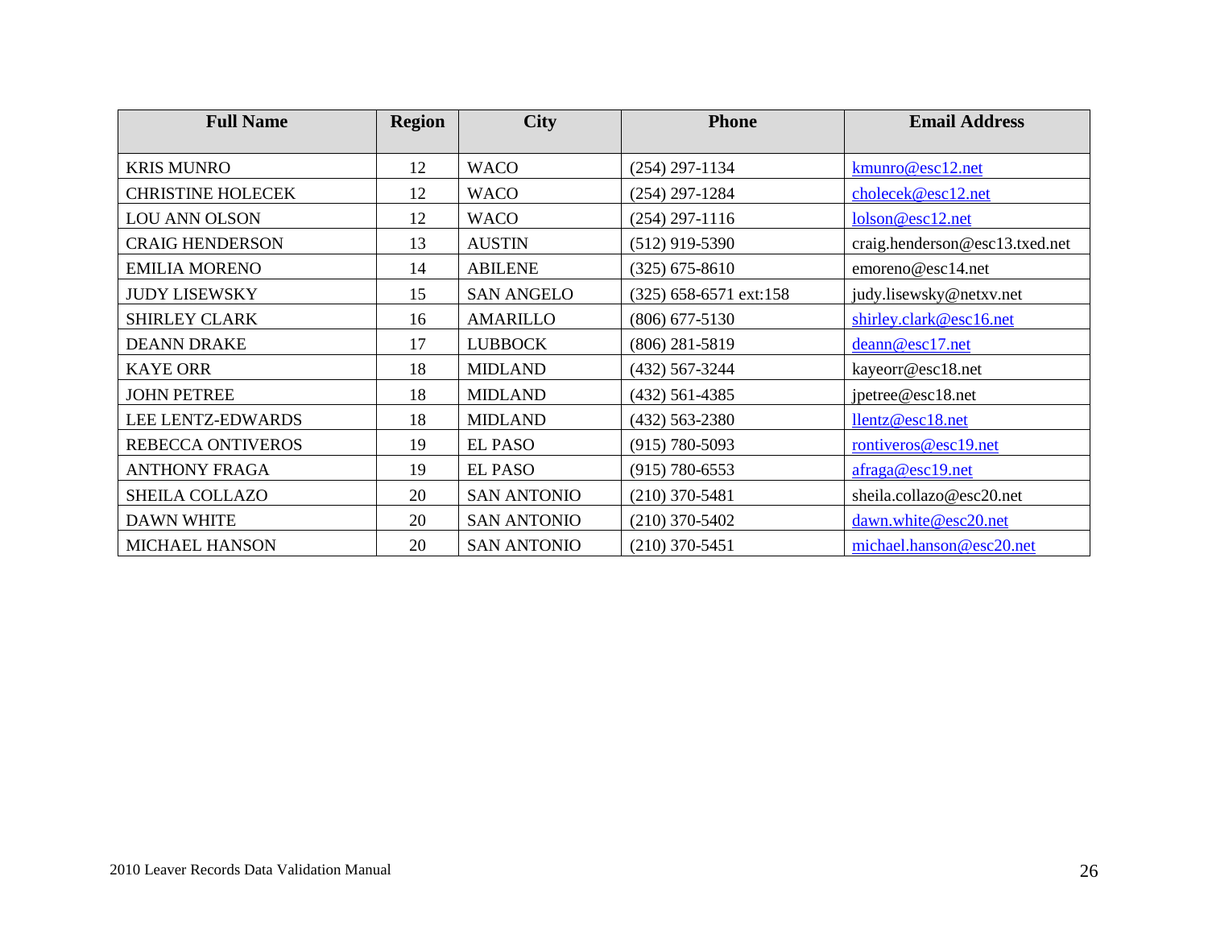| Full Name | Region | City | Phone | Email Address |
| --- | --- | --- | --- | --- |
| KRIS MUNRO | 12 | WACO | (254) 297-1134 | kmunro@esc12.net |
| CHRISTINE HOLECEK | 12 | WACO | (254) 297-1284 | cholecek@esc12.net |
| LOU ANN OLSON | 12 | WACO | (254) 297-1116 | lolson@esc12.net |
| CRAIG HENDERSON | 13 | AUSTIN | (512) 919-5390 | craig.henderson@esc13.txed.net |
| EMILIA MORENO | 14 | ABILENE | (325) 675-8610 | emoreno@esc14.net |
| JUDY LISEWSKY | 15 | SAN ANGELO | (325) 658-6571 ext:158 | judy.lisewsky@netxv.net |
| SHIRLEY CLARK | 16 | AMARILLO | (806) 677-5130 | shirley.clark@esc16.net |
| DEANN DRAKE | 17 | LUBBOCK | (806) 281-5819 | deann@esc17.net |
| KAYE ORR | 18 | MIDLAND | (432) 567-3244 | kayeorr@esc18.net |
| JOHN PETREE | 18 | MIDLAND | (432) 561-4385 | jpetree@esc18.net |
| LEE LENTZ-EDWARDS | 18 | MIDLAND | (432) 563-2380 | llentz@esc18.net |
| REBECCA ONTIVEROS | 19 | EL PASO | (915) 780-5093 | rontiveros@esc19.net |
| ANTHONY FRAGA | 19 | EL PASO | (915) 780-6553 | afraga@esc19.net |
| SHEILA COLLAZO | 20 | SAN ANTONIO | (210) 370-5481 | sheila.collazo@esc20.net |
| DAWN WHITE | 20 | SAN ANTONIO | (210) 370-5402 | dawn.white@esc20.net |
| MICHAEL HANSON | 20 | SAN ANTONIO | (210) 370-5451 | michael.hanson@esc20.net |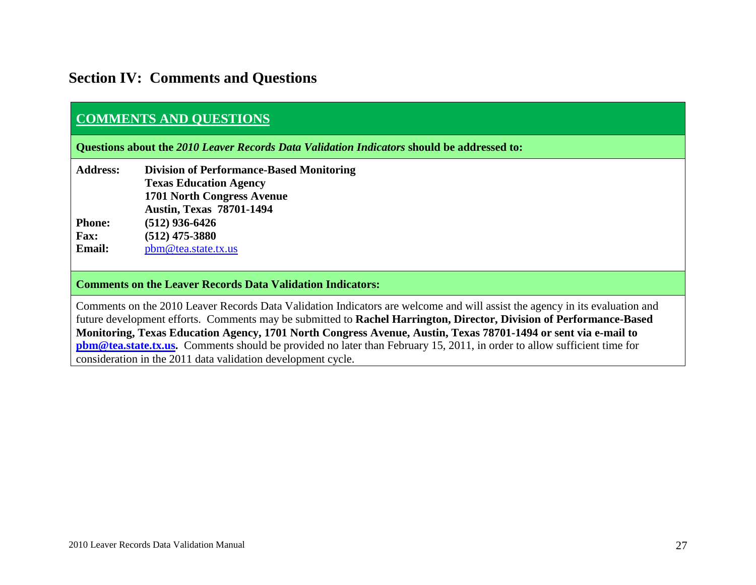## Section IV: Comments and Questions

### COMMENTS AND QUESTIONS

**Questions about the *2010 Leaver Records Data Validation Indicators* should be addressed to:**

**Address:** **Division of Performance-Based Monitoring**
**Texas Education Agency**
**1701 North Congress Avenue**
**Austin, Texas 78701-1494**

**Phone:** **(512) 936-6426**

**Fax:** **(512) 475-3880**

**Email:** pbm@tea.state.tx.us

**Comments on the Leaver Records Data Validation Indicators:**

Comments on the 2010 Leaver Records Data Validation Indicators are welcome and will assist the agency in its evaluation and future development efforts. Comments may be submitted to **Rachel Harrington, Director, Division of Performance-Based Monitoring, Texas Education Agency, 1701 North Congress Avenue, Austin, Texas 78701-1494 or sent via e-mail to pbm@tea.state.tx.us.** Comments should be provided no later than February 15, 2011, in order to allow sufficient time for consideration in the 2011 data validation development cycle.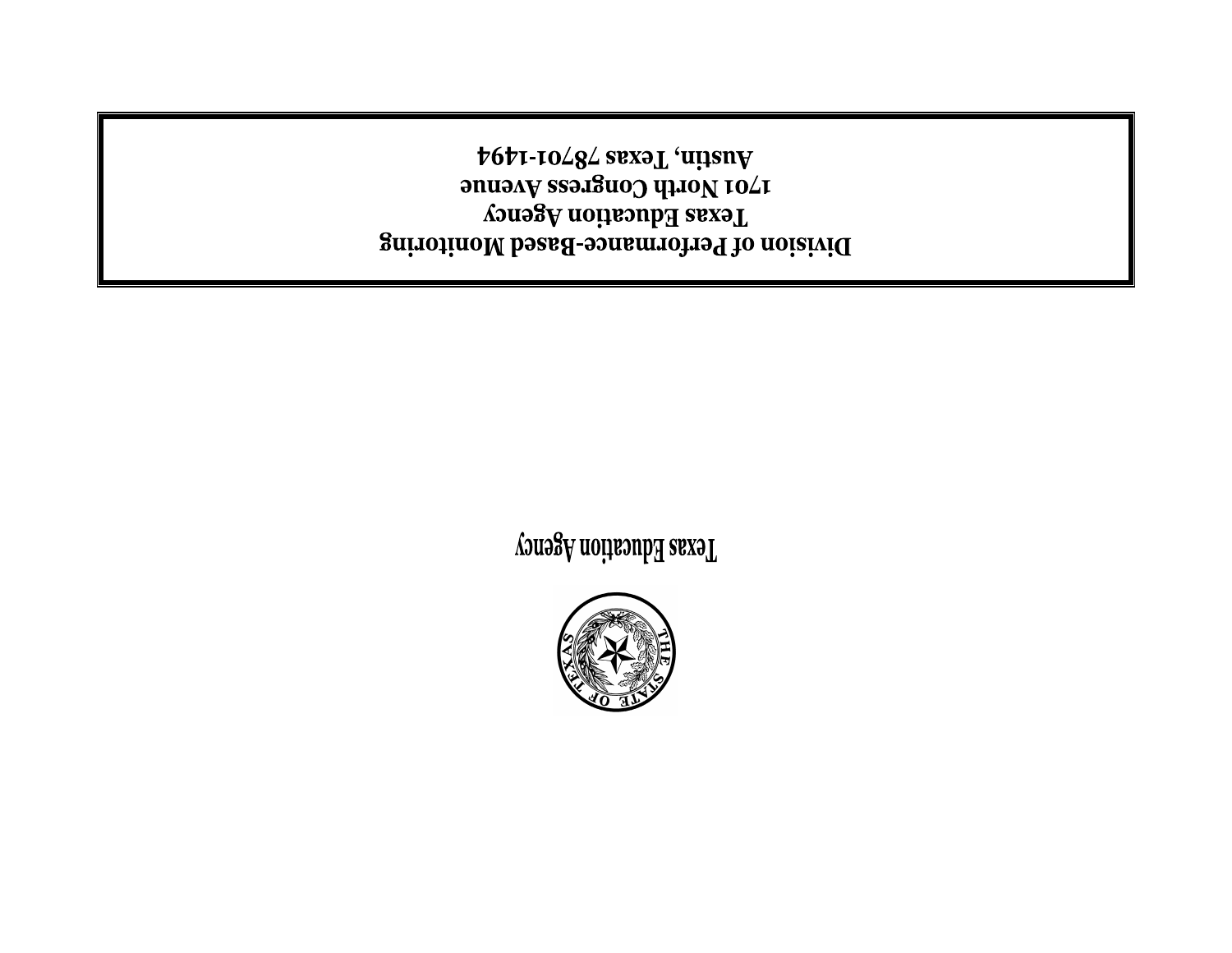**Division of Performance-Based Monitoring**
**Texas Education Agency**
**1701 North Congress Avenue**
**Austin, Texas 78701-1494**

**Texas Education Agency**